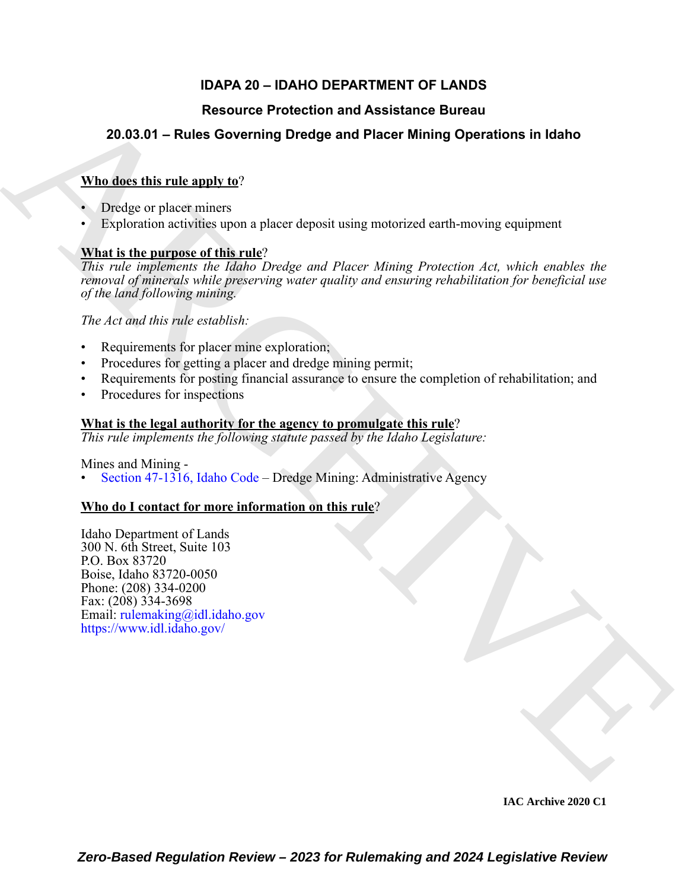# IDAPA 20 – IDAHO DEPARTMENT OF LANDS

## Resource Protection and Assistance Bureau

## 20.03.01 – Rules Governing Dredge and Placer Mining Operations in Idaho

**Who does this rule apply to**?

- Dredge or placer miners
- Exploration activities upon a placer deposit using motorized earth-moving equipment

**What is the purpose of this rule**?

*This rule implements the Idaho Dredge and Placer Mining Protection Act, which enables the removal of minerals while preserving water quality and ensuring rehabilitation for beneficial use of the land following mining.*

*The Act and this rule establish:*

- Requirements for placer mine exploration;
- Procedures for getting a placer and dredge mining permit;
- Requirements for posting financial assurance to ensure the completion of rehabilitation; and
- Procedures for inspections

**What is the legal authority for the agency to promulgate this rule**?

*This rule implements the following statute passed by the Idaho Legislature:*

Mines and Mining -

- Section 47-1316, Idaho Code – Dredge Mining: Administrative Agency

**Who do I contact for more information on this rule**?

Idaho Department of Lands
300 N. 6th Street, Suite 103
P.O. Box 83720
Boise, Idaho 83720-0050
Phone: (208) 334-0200
Fax: (208) 334-3698
Email: rulemaking@idl.idaho.gov
https://www.idl.idaho.gov/

**IAC Archive 2020 C1**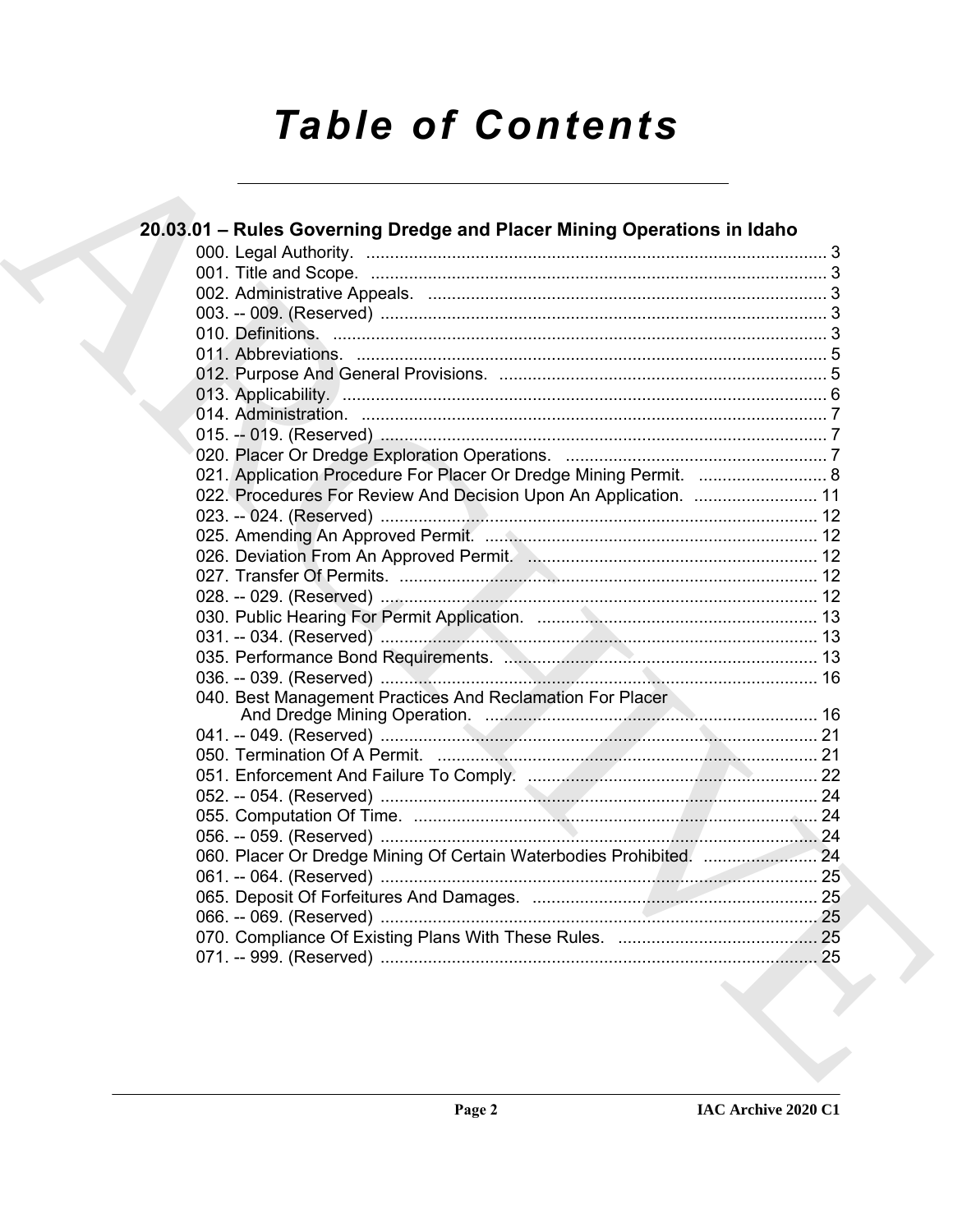# Table of Contents

## 20.03.01 – Rules Governing Dredge and Placer Mining Operations in Idaho

000. Legal Authority. .................................................................................................. 3
001. Title and Scope. .................................................................................................. 3
002. Administrative Appeals. ...................................................................................... 3
003. -- 009. (Reserved) ............................................................................................... 3
010. Definitions. ......................................................................................................... 3
011. Abbreviations. .................................................................................................... 5
012. Purpose And General Provisions. ...................................................................... 5
013. Applicability. ....................................................................................................... 6
014. Administration. ................................................................................................... 7
015. -- 019. (Reserved) ............................................................................................... 7
020. Placer Or Dredge Exploration Operations. ......................................................... 7
021. Application Procedure For Placer Or Dredge Mining Permit. ............................ 8
022. Procedures For Review And Decision Upon An Application. .......................... 11
023. -- 024. (Reserved) ............................................................................................. 12
025. Amending An Approved Permit. ....................................................................... 12
026. Deviation From An Approved Permit. .............................................................. 12
027. Transfer Of Permits. ......................................................................................... 12
028. -- 029. (Reserved) ............................................................................................. 12
030. Public Hearing For Permit Application. ............................................................ 13
031. -- 034. (Reserved) ............................................................................................. 13
035. Performance Bond Requirements. ................................................................... 13
036. -- 039. (Reserved) ............................................................................................. 16
040. Best Management Practices And Reclamation For Placer And Dredge Mining Operation. ....................................................................... 16
041. -- 049. (Reserved) ............................................................................................. 21
050. Termination Of A Permit. .................................................................................. 21
051. Enforcement And Failure To Comply. .............................................................. 22
052. -- 054. (Reserved) ............................................................................................. 24
055. Computation Of Time. ...................................................................................... 24
056. -- 059. (Reserved) ............................................................................................. 24
060. Placer Or Dredge Mining Of Certain Waterbodies Prohibited. ......................... 24
061. -- 064. (Reserved) ............................................................................................. 25
065. Deposit Of Forfeitures And Damages. ............................................................. 25
066. -- 069. (Reserved) ............................................................................................. 25
070. Compliance Of Existing Plans With These Rules. ........................................... 25
071. -- 999. (Reserved) ............................................................................................. 25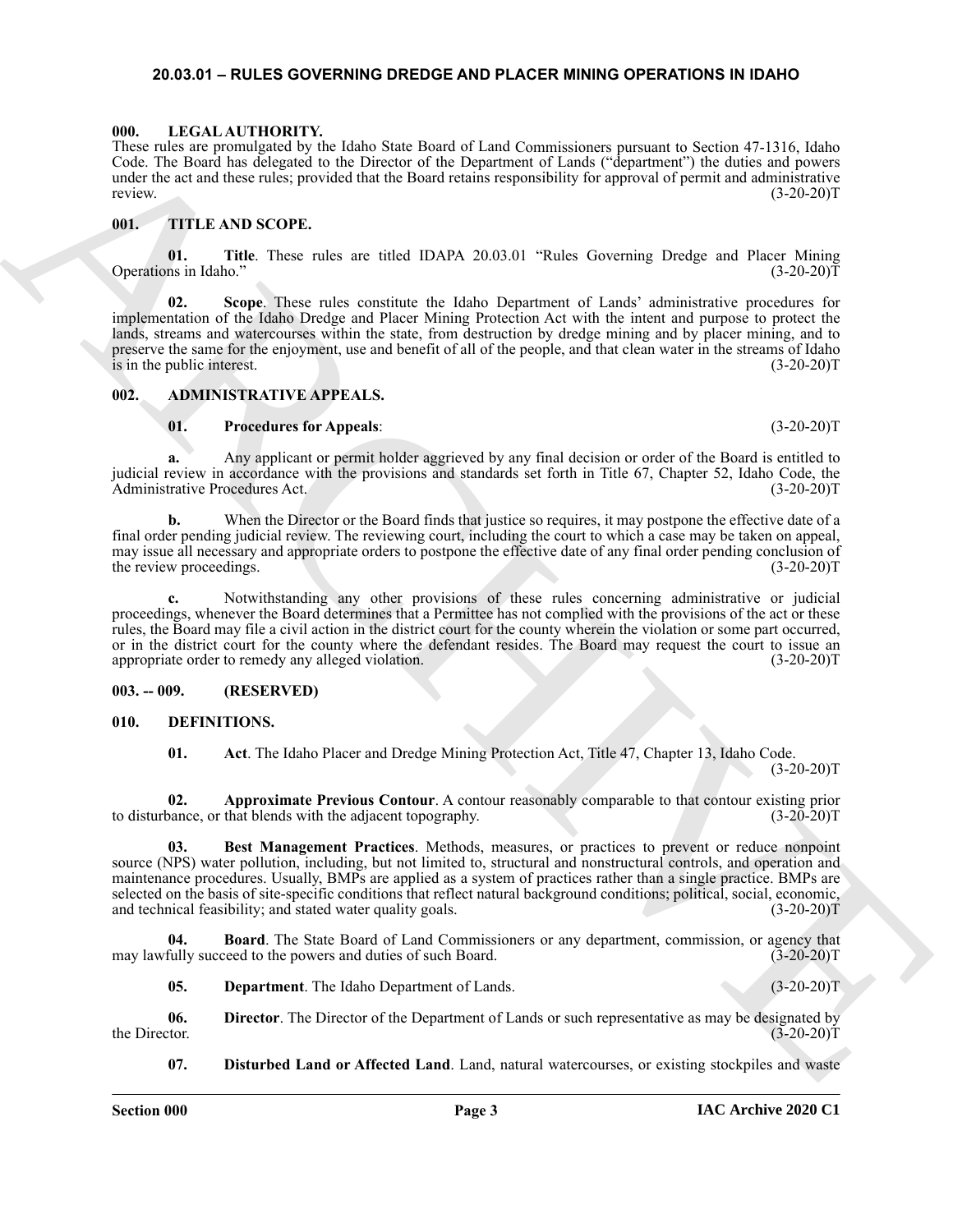## 20.03.01 – RULES GOVERNING DREDGE AND PLACER MINING OPERATIONS IN IDAHO

### 000. LEGAL AUTHORITY.

These rules are promulgated by the Idaho State Board of Land Commissioners pursuant to Section 47-1316, Idaho Code. The Board has delegated to the Director of the Department of Lands ("department") the duties and powers under the act and these rules; provided that the Board retains responsibility for approval of permit and administrative review. (3-20-20)T

### 001. TITLE AND SCOPE.

**01. Title**. These rules are titled IDAPA 20.03.01 "Rules Governing Dredge and Placer Mining Operations in Idaho." (3-20-20)T

**02. Scope**. These rules constitute the Idaho Department of Lands' administrative procedures for implementation of the Idaho Dredge and Placer Mining Protection Act with the intent and purpose to protect the lands, streams and watercourses within the state, from destruction by dredge mining and by placer mining, and to preserve the same for the enjoyment, use and benefit of all of the people, and that clean water in the streams of Idaho is in the public interest. (3-20-20)T

### 002. ADMINISTRATIVE APPEALS.

**01. Procedures for Appeals**: (3-20-20)T

**a.** Any applicant or permit holder aggrieved by any final decision or order of the Board is entitled to judicial review in accordance with the provisions and standards set forth in Title 67, Chapter 52, Idaho Code, the Administrative Procedures Act. (3-20-20)T

**b.** When the Director or the Board finds that justice so requires, it may postpone the effective date of a final order pending judicial review. The reviewing court, including the court to which a case may be taken on appeal, may issue all necessary and appropriate orders to postpone the effective date of any final order pending conclusion of the review proceedings. (3-20-20)T

**c.** Notwithstanding any other provisions of these rules concerning administrative or judicial proceedings, whenever the Board determines that a Permittee has not complied with the provisions of the act or these rules, the Board may file a civil action in the district court for the county wherein the violation or some part occurred, or in the district court for the county where the defendant resides. The Board may request the court to issue an appropriate order to remedy any alleged violation. (3-20-20)T

### 003. -- 009. (RESERVED)

### 010. DEFINITIONS.

**01. Act**. The Idaho Placer and Dredge Mining Protection Act, Title 47, Chapter 13, Idaho Code. (3-20-20)T

**02. Approximate Previous Contour**. A contour reasonably comparable to that contour existing prior to disturbance, or that blends with the adjacent topography. (3-20-20)T

**03. Best Management Practices**. Methods, measures, or practices to prevent or reduce nonpoint source (NPS) water pollution, including, but not limited to, structural and nonstructural controls, and operation and maintenance procedures. Usually, BMPs are applied as a system of practices rather than a single practice. BMPs are selected on the basis of site-specific conditions that reflect natural background conditions; political, social, economic, and technical feasibility; and stated water quality goals. (3-20-20)T

**04. Board**. The State Board of Land Commissioners or any department, commission, or agency that may lawfully succeed to the powers and duties of such Board. (3-20-20)T

**05. Department**. The Idaho Department of Lands. (3-20-20)T

**06. Director**. The Director of the Department of Lands or such representative as may be designated by the Director. (3-20-20)T

**07. Disturbed Land or Affected Land**. Land, natural watercourses, or existing stockpiles and waste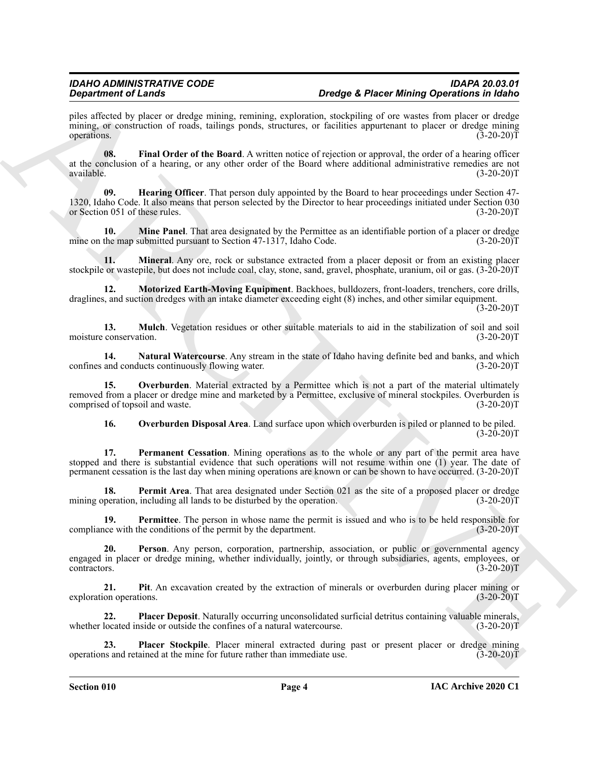piles affected by placer or dredge mining, remining, exploration, stockpiling of ore wastes from placer or dredge mining, or construction of roads, tailings ponds, structures, or facilities appurtenant to placer or dredge mining operations. (3-20-20)T

**08. Final Order of the Board**. A written notice of rejection or approval, the order of a hearing officer at the conclusion of a hearing, or any other order of the Board where additional administrative remedies are not available. (3-20-20)T

**09. Hearing Officer**. That person duly appointed by the Board to hear proceedings under Section 47-1320, Idaho Code. It also means that person selected by the Director to hear proceedings initiated under Section 030 or Section 051 of these rules. (3-20-20)T

**10. Mine Panel**. That area designated by the Permittee as an identifiable portion of a placer or dredge mine on the map submitted pursuant to Section 47-1317, Idaho Code. (3-20-20)T

**11. Mineral**. Any ore, rock or substance extracted from a placer deposit or from an existing placer stockpile or wastepile, but does not include coal, clay, stone, sand, gravel, phosphate, uranium, oil or gas. (3-20-20)T

**12. Motorized Earth-Moving Equipment**. Backhoes, bulldozers, front-loaders, trenchers, core drills, draglines, and suction dredges with an intake diameter exceeding eight (8) inches, and other similar equipment. (3-20-20)T

**13. Mulch**. Vegetation residues or other suitable materials to aid in the stabilization of soil and soil moisture conservation. (3-20-20)T

**14. Natural Watercourse**. Any stream in the state of Idaho having definite bed and banks, and which confines and conducts continuously flowing water. (3-20-20)T

**15. Overburden**. Material extracted by a Permittee which is not a part of the material ultimately removed from a placer or dredge mine and marketed by a Permittee, exclusive of mineral stockpiles. Overburden is comprised of topsoil and waste. (3-20-20)T

**16. Overburden Disposal Area**. Land surface upon which overburden is piled or planned to be piled. (3-20-20)T

**17. Permanent Cessation**. Mining operations as to the whole or any part of the permit area have stopped and there is substantial evidence that such operations will not resume within one (1) year. The date of permanent cessation is the last day when mining operations are known or can be shown to have occurred. (3-20-20)T

**18. Permit Area**. That area designated under Section 021 as the site of a proposed placer or dredge mining operation, including all lands to be disturbed by the operation. (3-20-20)T

**19. Permittee**. The person in whose name the permit is issued and who is to be held responsible for compliance with the conditions of the permit by the department. (3-20-20)T

**20. Person**. Any person, corporation, partnership, association, or public or governmental agency engaged in placer or dredge mining, whether individually, jointly, or through subsidiaries, agents, employees, or contractors. (3-20-20)T

**21. Pit**. An excavation created by the extraction of minerals or overburden during placer mining or exploration operations. (3-20-20)T

**22. Placer Deposit**. Naturally occurring unconsolidated surficial detritus containing valuable minerals, whether located inside or outside the confines of a natural watercourse. (3-20-20)T

**23. Placer Stockpile**. Placer mineral extracted during past or present placer or dredge mining operations and retained at the mine for future rather than immediate use. (3-20-20)T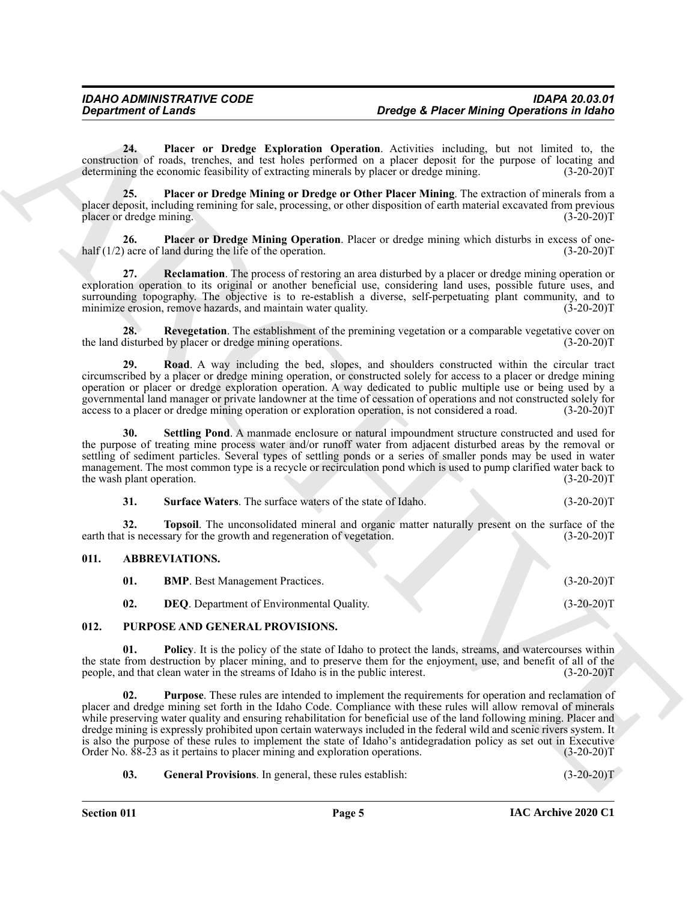**24. Placer or Dredge Exploration Operation**. Activities including, but not limited to, the construction of roads, trenches, and test holes performed on a placer deposit for the purpose of locating and determining the economic feasibility of extracting minerals by placer or dredge mining. (3-20-20)T

**25. Placer or Dredge Mining or Dredge or Other Placer Mining**. The extraction of minerals from a placer deposit, including remining for sale, processing, or other disposition of earth material excavated from previous placer or dredge mining. (3-20-20)T

**26. Placer or Dredge Mining Operation**. Placer or dredge mining which disturbs in excess of one-half (1/2) acre of land during the life of the operation. (3-20-20)T

**27. Reclamation**. The process of restoring an area disturbed by a placer or dredge mining operation or exploration operation to its original or another beneficial use, considering land uses, possible future uses, and surrounding topography. The objective is to re-establish a diverse, self-perpetuating plant community, and to minimize erosion, remove hazards, and maintain water quality. (3-20-20)T

**28. Revegetation**. The establishment of the premining vegetation or a comparable vegetative cover on the land disturbed by placer or dredge mining operations. (3-20-20)T

**29. Road**. A way including the bed, slopes, and shoulders constructed within the circular tract circumscribed by a placer or dredge mining operation, or constructed solely for access to a placer or dredge mining operation or placer or dredge exploration operation. A way dedicated to public multiple use or being used by a governmental land manager or private landowner at the time of cessation of operations and not constructed solely for access to a placer or dredge mining operation or exploration operation, is not considered a road. (3-20-20)T

**30. Settling Pond**. A manmade enclosure or natural impoundment structure constructed and used for the purpose of treating mine process water and/or runoff water from adjacent disturbed areas by the removal or settling of sediment particles. Several types of settling ponds or a series of smaller ponds may be used in water management. The most common type is a recycle or recirculation pond which is used to pump clarified water back to the wash plant operation. (3-20-20)T

**31. Surface Waters**. The surface waters of the state of Idaho. (3-20-20)T

**32. Topsoil**. The unconsolidated mineral and organic matter naturally present on the surface of the earth that is necessary for the growth and regeneration of vegetation. (3-20-20)T

## 011. ABBREVIATIONS.

**01. BMP**. Best Management Practices. (3-20-20)T

**02. DEQ**. Department of Environmental Quality. (3-20-20)T

## 012. PURPOSE AND GENERAL PROVISIONS.

**01. Policy**. It is the policy of the state of Idaho to protect the lands, streams, and watercourses within the state from destruction by placer mining, and to preserve them for the enjoyment, use, and benefit of all of the people, and that clean water in the streams of Idaho is in the public interest. (3-20-20)T

**02. Purpose**. These rules are intended to implement the requirements for operation and reclamation of placer and dredge mining set forth in the Idaho Code. Compliance with these rules will allow removal of minerals while preserving water quality and ensuring rehabilitation for beneficial use of the land following mining. Placer and dredge mining is expressly prohibited upon certain waterways included in the federal wild and scenic rivers system. It is also the purpose of these rules to implement the state of Idaho's antidegradation policy as set out in Executive Order No. 88-23 as it pertains to placer mining and exploration operations. (3-20-20)T

**03. General Provisions**. In general, these rules establish: (3-20-20)T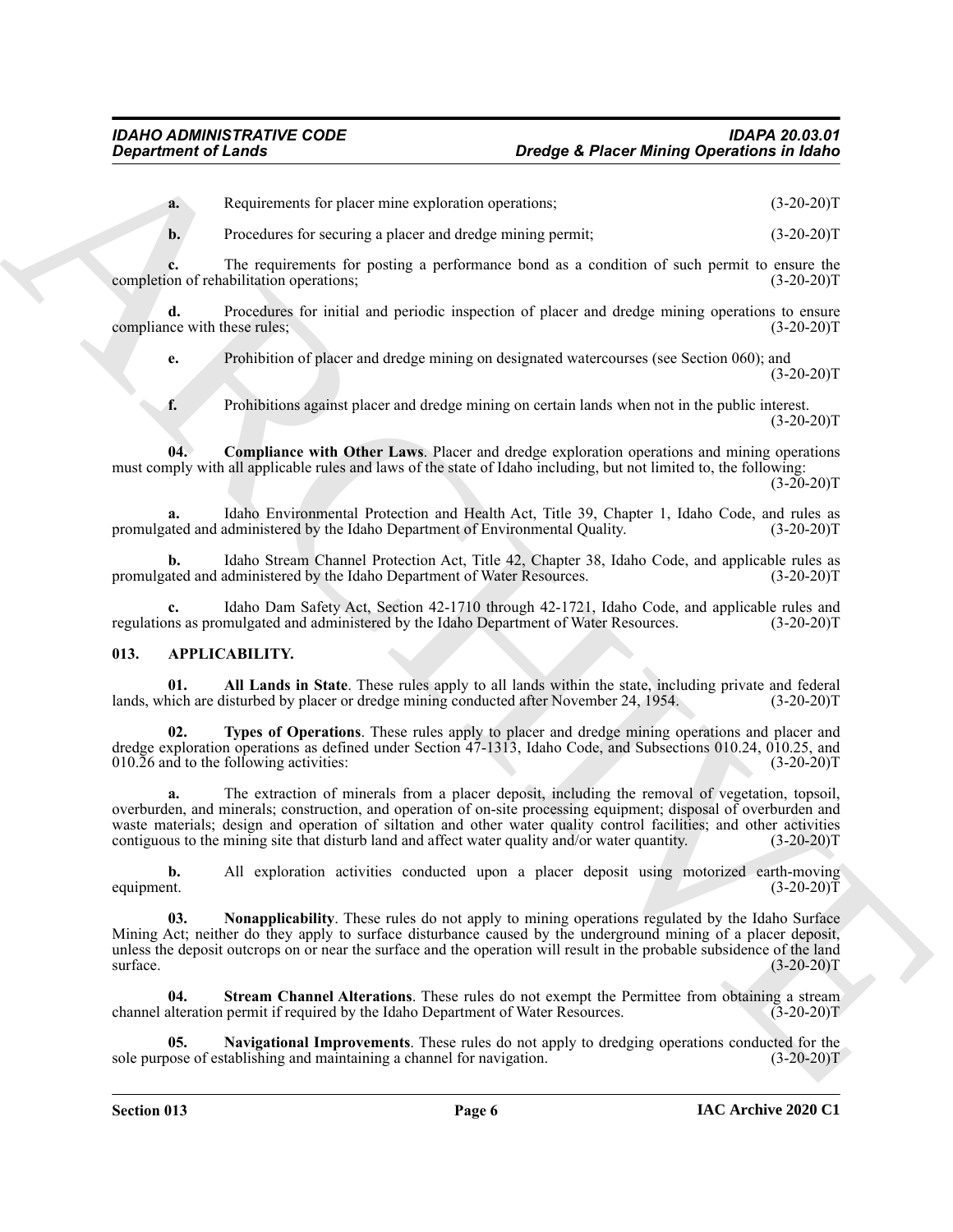**a.** Requirements for placer mine exploration operations; (3-20-20)T

**b.** Procedures for securing a placer and dredge mining permit; (3-20-20)T

**c.** The requirements for posting a performance bond as a condition of such permit to ensure the completion of rehabilitation operations; (3-20-20)T

**d.** Procedures for initial and periodic inspection of placer and dredge mining operations to ensure compliance with these rules; (3-20-20)T

**e.** Prohibition of placer and dredge mining on designated watercourses (see Section 060); and (3-20-20)T

**f.** Prohibitions against placer and dredge mining on certain lands when not in the public interest. (3-20-20)T

**04. Compliance with Other Laws**. Placer and dredge exploration operations and mining operations must comply with all applicable rules and laws of the state of Idaho including, but not limited to, the following: (3-20-20)T

**a.** Idaho Environmental Protection and Health Act, Title 39, Chapter 1, Idaho Code, and rules as promulgated and administered by the Idaho Department of Environmental Quality. (3-20-20)T

**b.** Idaho Stream Channel Protection Act, Title 42, Chapter 38, Idaho Code, and applicable rules as promulgated and administered by the Idaho Department of Water Resources. (3-20-20)T

**c.** Idaho Dam Safety Act, Section 42-1710 through 42-1721, Idaho Code, and applicable rules and regulations as promulgated and administered by the Idaho Department of Water Resources. (3-20-20)T

## 013. APPLICABILITY.

**01. All Lands in State**. These rules apply to all lands within the state, including private and federal lands, which are disturbed by placer or dredge mining conducted after November 24, 1954. (3-20-20)T

**02. Types of Operations**. These rules apply to placer and dredge mining operations and placer and dredge exploration operations as defined under Section 47-1313, Idaho Code, and Subsections 010.24, 010.25, and 010.26 and to the following activities: (3-20-20)T

**a.** The extraction of minerals from a placer deposit, including the removal of vegetation, topsoil, overburden, and minerals; construction, and operation of on-site processing equipment; disposal of overburden and waste materials; design and operation of siltation and other water quality control facilities; and other activities contiguous to the mining site that disturb land and affect water quality and/or water quantity. (3-20-20)T

**b.** All exploration activities conducted upon a placer deposit using motorized earth-moving equipment. (3-20-20)T

**03. Nonapplicability**. These rules do not apply to mining operations regulated by the Idaho Surface Mining Act; neither do they apply to surface disturbance caused by the underground mining of a placer deposit, unless the deposit outcrops on or near the surface and the operation will result in the probable subsidence of the land surface. (3-20-20)T

**04. Stream Channel Alterations**. These rules do not exempt the Permittee from obtaining a stream channel alteration permit if required by the Idaho Department of Water Resources. (3-20-20)T

**05. Navigational Improvements**. These rules do not apply to dredging operations conducted for the sole purpose of establishing and maintaining a channel for navigation. (3-20-20)T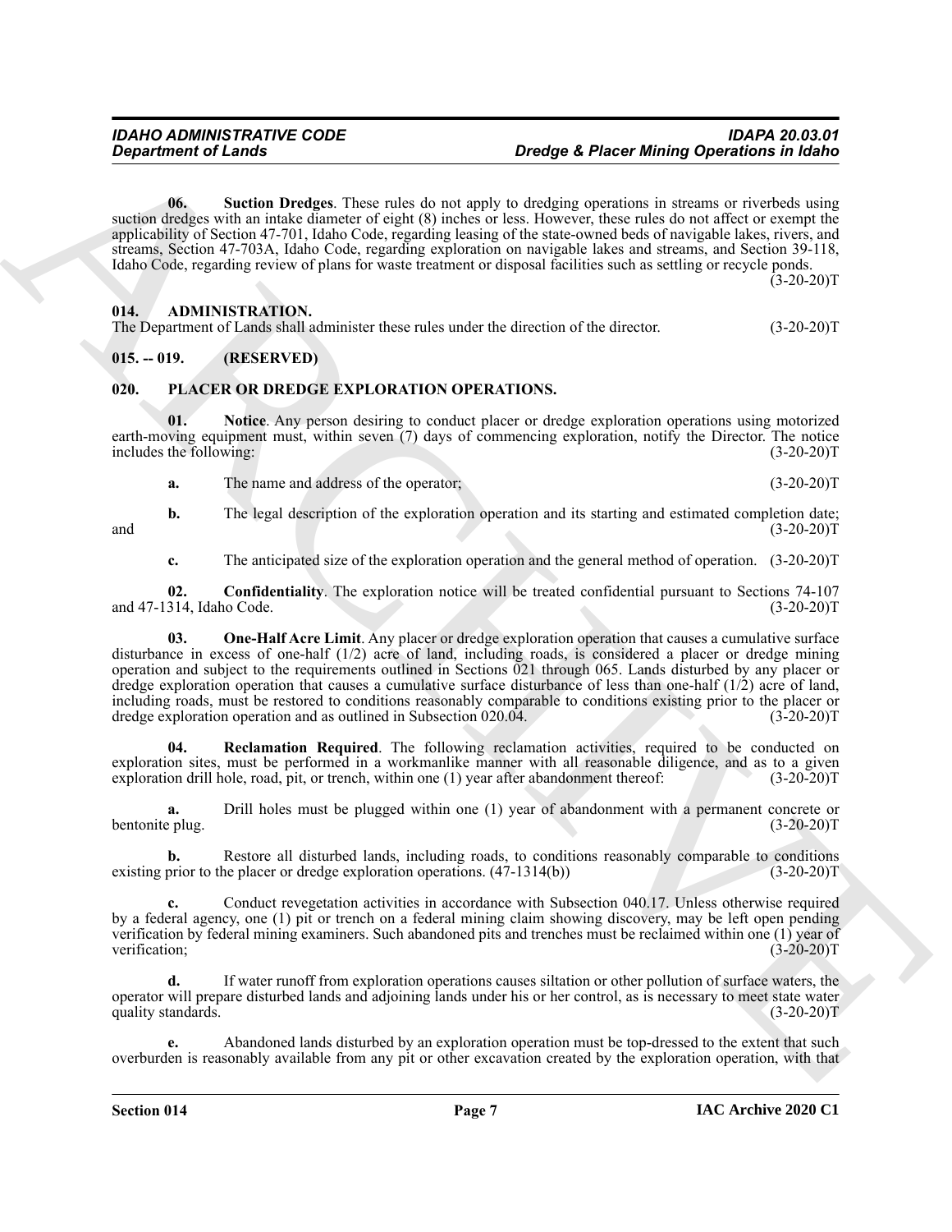**06. Suction Dredges**. These rules do not apply to dredging operations in streams or riverbeds using suction dredges with an intake diameter of eight (8) inches or less. However, these rules do not affect or exempt the applicability of Section 47-701, Idaho Code, regarding leasing of the state-owned beds of navigable lakes, rivers, and streams, Section 47-703A, Idaho Code, regarding exploration on navigable lakes and streams, and Section 39-118, Idaho Code, regarding review of plans for waste treatment or disposal facilities such as settling or recycle ponds. (3-20-20)T

## 014. ADMINISTRATION.

The Department of Lands shall administer these rules under the direction of the director. (3-20-20)T

## 015. -- 019. (RESERVED)

## 020. PLACER OR DREDGE EXPLORATION OPERATIONS.

**01. Notice**. Any person desiring to conduct placer or dredge exploration operations using motorized earth-moving equipment must, within seven (7) days of commencing exploration, notify the Director. The notice includes the following: (3-20-20)T

**a.** The name and address of the operator; (3-20-20)T

**b.** The legal description of the exploration operation and its starting and estimated completion date; and (3-20-20)T

**c.** The anticipated size of the exploration operation and the general method of operation. (3-20-20)T

**02. Confidentiality**. The exploration notice will be treated confidential pursuant to Sections 74-107 and 47-1314, Idaho Code. (3-20-20)T

**03. One-Half Acre Limit**. Any placer or dredge exploration operation that causes a cumulative surface disturbance in excess of one-half (1/2) acre of land, including roads, is considered a placer or dredge mining operation and subject to the requirements outlined in Sections 021 through 065. Lands disturbed by any placer or dredge exploration operation that causes a cumulative surface disturbance of less than one-half (1/2) acre of land, including roads, must be restored to conditions reasonably comparable to conditions existing prior to the placer or dredge exploration operation and as outlined in Subsection 020.04. (3-20-20)T

**04. Reclamation Required**. The following reclamation activities, required to be conducted on exploration sites, must be performed in a workmanlike manner with all reasonable diligence, and as to a given exploration drill hole, road, pit, or trench, within one (1) year after abandonment thereof: (3-20-20)T

**a.** Drill holes must be plugged within one (1) year of abandonment with a permanent concrete or bentonite plug. (3-20-20)T

**b.** Restore all disturbed lands, including roads, to conditions reasonably comparable to conditions existing prior to the placer or dredge exploration operations. (47-1314(b)) (3-20-20)T

**c.** Conduct revegetation activities in accordance with Subsection 040.17. Unless otherwise required by a federal agency, one (1) pit or trench on a federal mining claim showing discovery, may be left open pending verification by federal mining examiners. Such abandoned pits and trenches must be reclaimed within one (1) year of verification; (3-20-20)T

**d.** If water runoff from exploration operations causes siltation or other pollution of surface waters, the operator will prepare disturbed lands and adjoining lands under his or her control, as is necessary to meet state water quality standards. (3-20-20)T

**e.** Abandoned lands disturbed by an exploration operation must be top-dressed to the extent that such overburden is reasonably available from any pit or other excavation created by the exploration operation, with that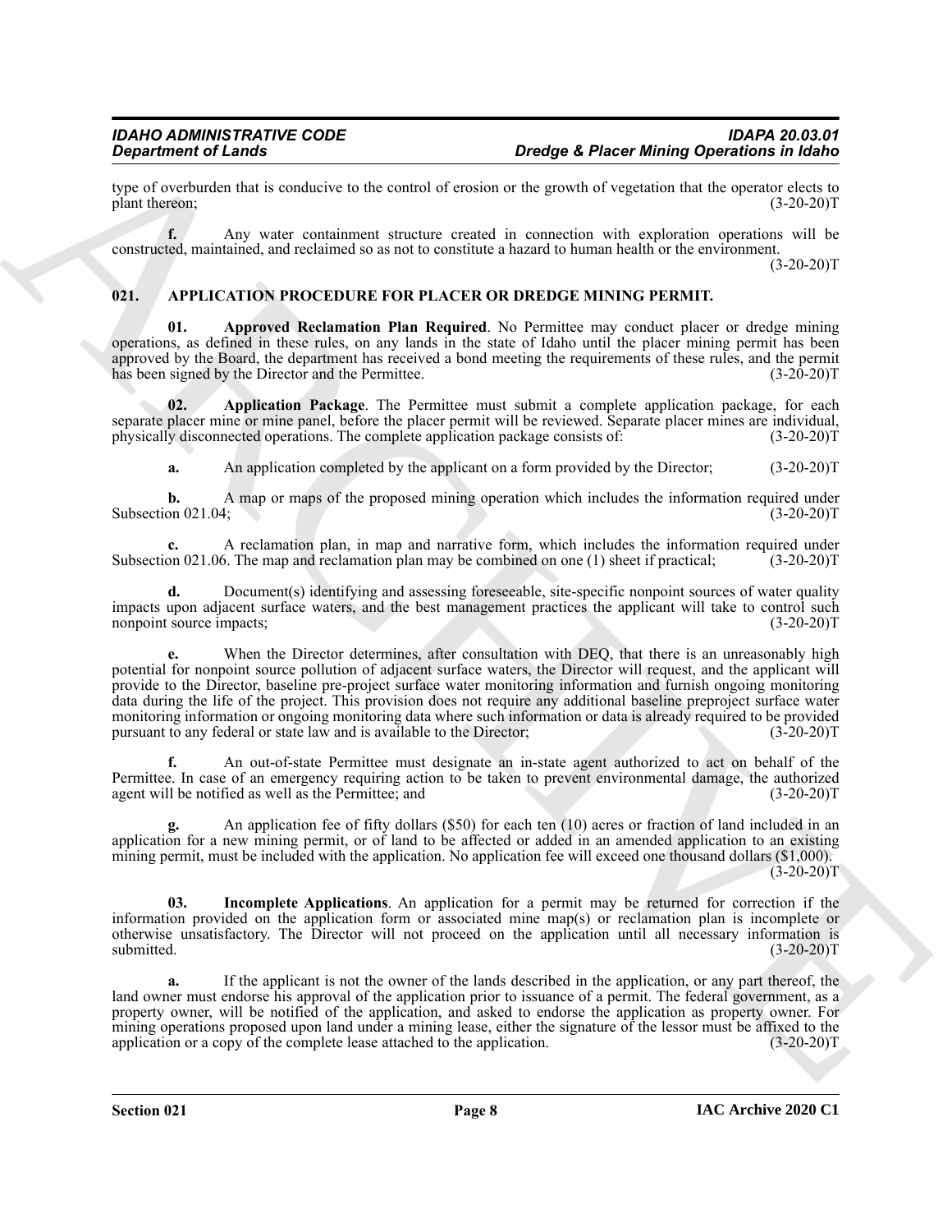type of overburden that is conducive to the control of erosion or the growth of vegetation that the operator elects to plant thereon; (3-20-20)T

**f.** Any water containment structure created in connection with exploration operations will be constructed, maintained, and reclaimed so as not to constitute a hazard to human health or the environment. (3-20-20)T

## 021. APPLICATION PROCEDURE FOR PLACER OR DREDGE MINING PERMIT.

**01. Approved Reclamation Plan Required**. No Permittee may conduct placer or dredge mining operations, as defined in these rules, on any lands in the state of Idaho until the placer mining permit has been approved by the Board, the department has received a bond meeting the requirements of these rules, and the permit has been signed by the Director and the Permittee. (3-20-20)T

**02. Application Package**. The Permittee must submit a complete application package, for each separate placer mine or mine panel, before the placer permit will be reviewed. Separate placer mines are individual, physically disconnected operations. The complete application package consists of: (3-20-20)T

**a.** An application completed by the applicant on a form provided by the Director; (3-20-20)T

**b.** A map or maps of the proposed mining operation which includes the information required under Subsection 021.04; (3-20-20)T

**c.** A reclamation plan, in map and narrative form, which includes the information required under Subsection 021.06. The map and reclamation plan may be combined on one (1) sheet if practical; (3-20-20)T

**d.** Document(s) identifying and assessing foreseeable, site-specific nonpoint sources of water quality impacts upon adjacent surface waters, and the best management practices the applicant will take to control such nonpoint source impacts; (3-20-20)T

**e.** When the Director determines, after consultation with DEQ, that there is an unreasonably high potential for nonpoint source pollution of adjacent surface waters, the Director will request, and the applicant will provide to the Director, baseline pre-project surface water monitoring information and furnish ongoing monitoring data during the life of the project. This provision does not require any additional baseline preproject surface water monitoring information or ongoing monitoring data where such information or data is already required to be provided pursuant to any federal or state law and is available to the Director; (3-20-20)T

**f.** An out-of-state Permittee must designate an in-state agent authorized to act on behalf of the Permittee. In case of an emergency requiring action to be taken to prevent environmental damage, the authorized agent will be notified as well as the Permittee; and (3-20-20)T

**g.** An application fee of fifty dollars ($50) for each ten (10) acres or fraction of land included in an application for a new mining permit, or of land to be affected or added in an amended application to an existing mining permit, must be included with the application. No application fee will exceed one thousand dollars ($1,000). (3-20-20)T

**03. Incomplete Applications**. An application for a permit may be returned for correction if the information provided on the application form or associated mine map(s) or reclamation plan is incomplete or otherwise unsatisfactory. The Director will not proceed on the application until all necessary information is submitted. (3-20-20)T

**a.** If the applicant is not the owner of the lands described in the application, or any part thereof, the land owner must endorse his approval of the application prior to issuance of a permit. The federal government, as a property owner, will be notified of the application, and asked to endorse the application as property owner. For mining operations proposed upon land under a mining lease, either the signature of the lessor must be affixed to the application or a copy of the complete lease attached to the application. (3-20-20)T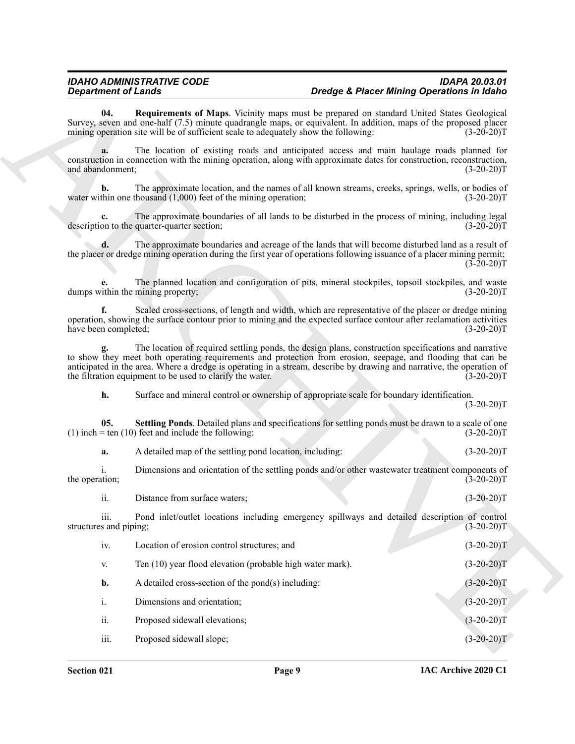**04. Requirements of Maps**. Vicinity maps must be prepared on standard United States Geological Survey, seven and one-half (7.5) minute quadrangle maps, or equivalent. In addition, maps of the proposed placer mining operation site will be of sufficient scale to adequately show the following: (3-20-20)T

**a.** The location of existing roads and anticipated access and main haulage roads planned for construction in connection with the mining operation, along with approximate dates for construction, reconstruction, and abandonment; (3-20-20)T

**b.** The approximate location, and the names of all known streams, creeks, springs, wells, or bodies of water within one thousand (1,000) feet of the mining operation; (3-20-20)T

**c.** The approximate boundaries of all lands to be disturbed in the process of mining, including legal description to the quarter-quarter section; (3-20-20)T

**d.** The approximate boundaries and acreage of the lands that will become disturbed land as a result of the placer or dredge mining operation during the first year of operations following issuance of a placer mining permit; (3-20-20)T

**e.** The planned location and configuration of pits, mineral stockpiles, topsoil stockpiles, and waste dumps within the mining property; (3-20-20)T

**f.** Scaled cross-sections, of length and width, which are representative of the placer or dredge mining operation, showing the surface contour prior to mining and the expected surface contour after reclamation activities have been completed; (3-20-20)T

**g.** The location of required settling ponds, the design plans, construction specifications and narrative to show they meet both operating requirements and protection from erosion, seepage, and flooding that can be anticipated in the area. Where a dredge is operating in a stream, describe by drawing and narrative, the operation of the filtration equipment to be used to clarify the water. (3-20-20)T

**h.** Surface and mineral control or ownership of appropriate scale for boundary identification. (3-20-20)T

**05. Settling Ponds**. Detailed plans and specifications for settling ponds must be drawn to a scale of one (1) inch = ten (10) feet and include the following: (3-20-20)T

**a.** A detailed map of the settling pond location, including: (3-20-20)T

i. Dimensions and orientation of the settling ponds and/or other wastewater treatment components of the operation; (3-20-20)T

ii. Distance from surface waters; (3-20-20)T

iii. Pond inlet/outlet locations including emergency spillways and detailed description of control structures and piping; (3-20-20)T

iv. Location of erosion control structures; and (3-20-20)T

v. Ten (10) year flood elevation (probable high water mark). (3-20-20)T

**b.** A detailed cross-section of the pond(s) including: (3-20-20)T

i. Dimensions and orientation; (3-20-20)T

ii. Proposed sidewall elevations; (3-20-20)T

iii. Proposed sidewall slope; (3-20-20)T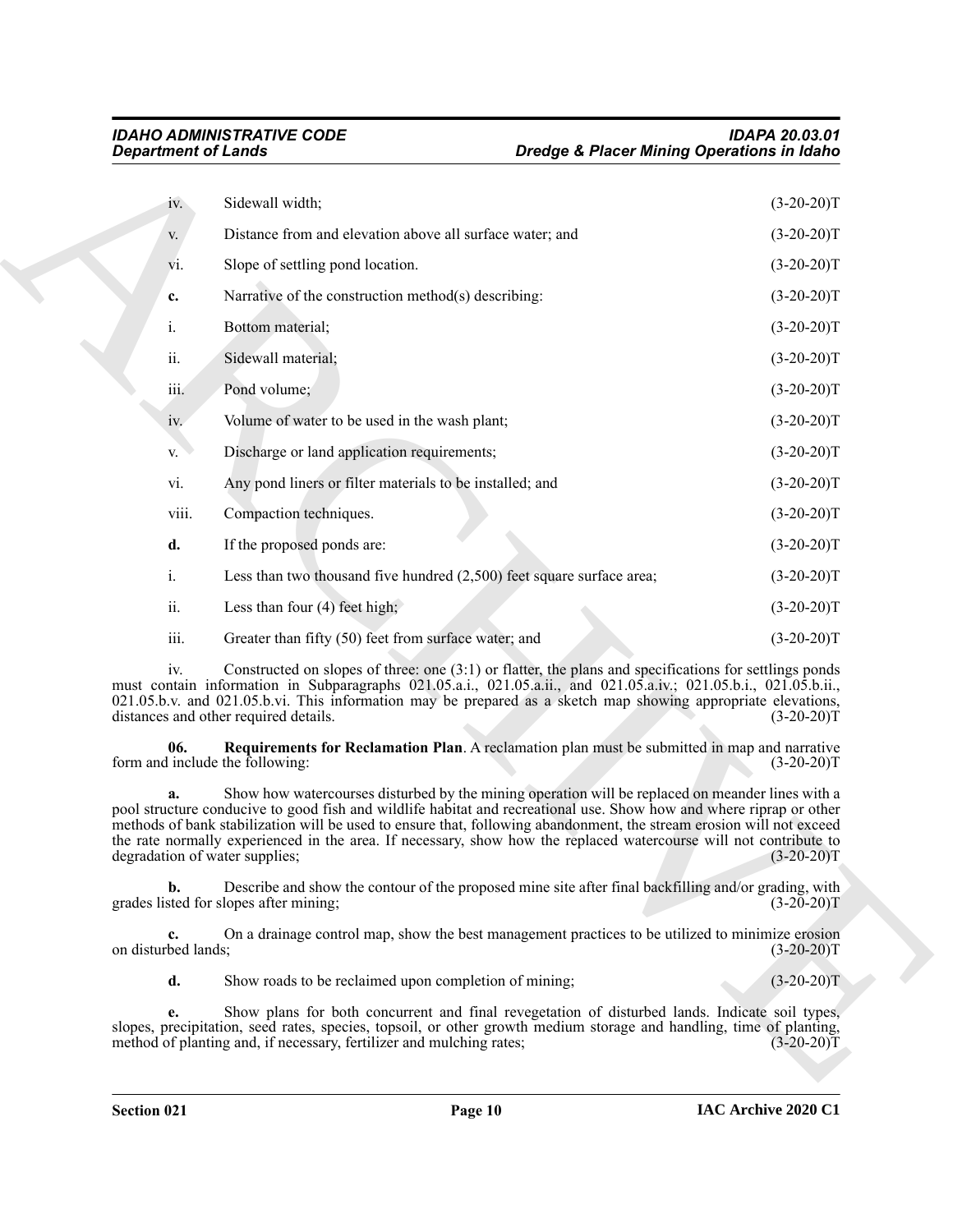iv. Sidewall width; (3-20-20)T

v. Distance from and elevation above all surface water; and (3-20-20)T

vi. Slope of settling pond location. (3-20-20)T

**c.** Narrative of the construction method(s) describing: (3-20-20)T

i. Bottom material; (3-20-20)T

ii. Sidewall material; (3-20-20)T

iii. Pond volume; (3-20-20)T

iv. Volume of water to be used in the wash plant; (3-20-20)T

v. Discharge or land application requirements; (3-20-20)T

vi. Any pond liners or filter materials to be installed; and (3-20-20)T

viii. Compaction techniques. (3-20-20)T

**d.** If the proposed ponds are: (3-20-20)T

i. Less than two thousand five hundred (2,500) feet square surface area; (3-20-20)T

ii. Less than four (4) feet high; (3-20-20)T

iii. Greater than fifty (50) feet from surface water; and (3-20-20)T

iv. Constructed on slopes of three: one (3:1) or flatter, the plans and specifications for settlings ponds must contain information in Subparagraphs 021.05.a.i., 021.05.a.ii., and 021.05.a.iv.; 021.05.b.i., 021.05.b.ii., 021.05.b.v. and 021.05.b.vi. This information may be prepared as a sketch map showing appropriate elevations, distances and other required details. (3-20-20)T

**06. Requirements for Reclamation Plan**. A reclamation plan must be submitted in map and narrative form and include the following: (3-20-20)T

**a.** Show how watercourses disturbed by the mining operation will be replaced on meander lines with a pool structure conducive to good fish and wildlife habitat and recreational use. Show how and where riprap or other methods of bank stabilization will be used to ensure that, following abandonment, the stream erosion will not exceed the rate normally experienced in the area. If necessary, show how the replaced watercourse will not contribute to degradation of water supplies; (3-20-20)T

**b.** Describe and show the contour of the proposed mine site after final backfilling and/or grading, with grades listed for slopes after mining; (3-20-20)T

**c.** On a drainage control map, show the best management practices to be utilized to minimize erosion on disturbed lands; (3-20-20)T

**d.** Show roads to be reclaimed upon completion of mining; (3-20-20)T

**e.** Show plans for both concurrent and final revegetation of disturbed lands. Indicate soil types, slopes, precipitation, seed rates, species, topsoil, or other growth medium storage and handling, time of planting, method of planting and, if necessary, fertilizer and mulching rates; (3-20-20)T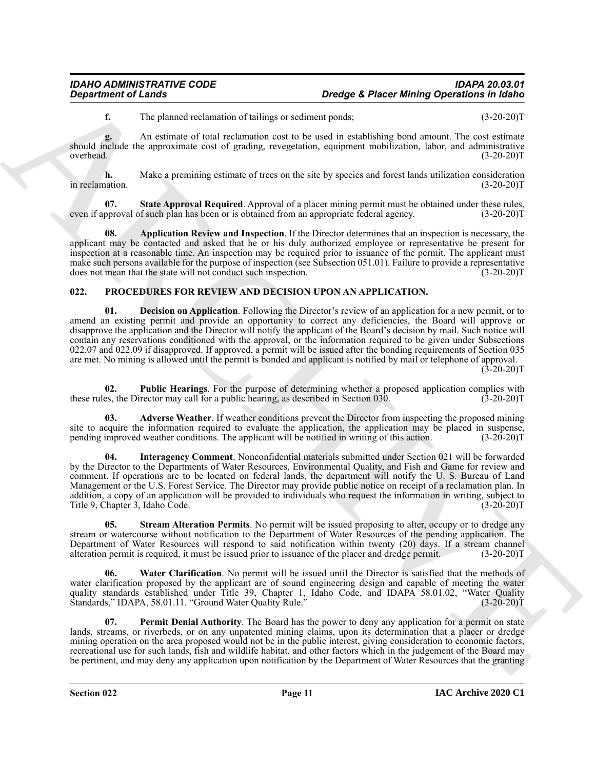**f.** The planned reclamation of tailings or sediment ponds; (3-20-20)T

**g.** An estimate of total reclamation cost to be used in establishing bond amount. The cost estimate should include the approximate cost of grading, revegetation, equipment mobilization, labor, and administrative overhead. (3-20-20)T

**h.** Make a premining estimate of trees on the site by species and forest lands utilization consideration in reclamation. (3-20-20)T

**07. State Approval Required**. Approval of a placer mining permit must be obtained under these rules, even if approval of such plan has been or is obtained from an appropriate federal agency. (3-20-20)T

**08. Application Review and Inspection**. If the Director determines that an inspection is necessary, the applicant may be contacted and asked that he or his duly authorized employee or representative be present for inspection at a reasonable time. An inspection may be required prior to issuance of the permit. The applicant must make such persons available for the purpose of inspection (see Subsection 051.01). Failure to provide a representative does not mean that the state will not conduct such inspection. (3-20-20)T

### 022. PROCEDURES FOR REVIEW AND DECISION UPON AN APPLICATION.

**01. Decision on Application**. Following the Director's review of an application for a new permit, or to amend an existing permit and provide an opportunity to correct any deficiencies, the Board will approve or disapprove the application and the Director will notify the applicant of the Board's decision by mail. Such notice will contain any reservations conditioned with the approval, or the information required to be given under Subsections 022.07 and 022.09 if disapproved. If approved, a permit will be issued after the bonding requirements of Section 035 are met. No mining is allowed until the permit is bonded and applicant is notified by mail or telephone of approval. (3-20-20)T

**02. Public Hearings**. For the purpose of determining whether a proposed application complies with these rules, the Director may call for a public hearing, as described in Section 030. (3-20-20)T

**03. Adverse Weather**. If weather conditions prevent the Director from inspecting the proposed mining site to acquire the information required to evaluate the application, the application may be placed in suspense, pending improved weather conditions. The applicant will be notified in writing of this action. (3-20-20)T

**04. Interagency Comment**. Nonconfidential materials submitted under Section 021 will be forwarded by the Director to the Departments of Water Resources, Environmental Quality, and Fish and Game for review and comment. If operations are to be located on federal lands, the department will notify the U. S. Bureau of Land Management or the U.S. Forest Service. The Director may provide public notice on receipt of a reclamation plan. In addition, a copy of an application will be provided to individuals who request the information in writing, subject to Title 9, Chapter 3, Idaho Code. (3-20-20)T

**05. Stream Alteration Permits**. No permit will be issued proposing to alter, occupy or to dredge any stream or watercourse without notification to the Department of Water Resources of the pending application. The Department of Water Resources will respond to said notification within twenty (20) days. If a stream channel alteration permit is required, it must be issued prior to issuance of the placer and dredge permit. (3-20-20)T

**06. Water Clarification**. No permit will be issued until the Director is satisfied that the methods of water clarification proposed by the applicant are of sound engineering design and capable of meeting the water quality standards established under Title 39, Chapter 1, Idaho Code, and IDAPA 58.01.02, "Water Quality Standards," IDAPA, 58.01.11. "Ground Water Quality Rule." (3-20-20)T

**07. Permit Denial Authority**. The Board has the power to deny any application for a permit on state lands, streams, or riverbeds, or on any unpatented mining claims, upon its determination that a placer or dredge mining operation on the area proposed would not be in the public interest, giving consideration to economic factors, recreational use for such lands, fish and wildlife habitat, and other factors which in the judgement of the Board may be pertinent, and may deny any application upon notification by the Department of Water Resources that the granting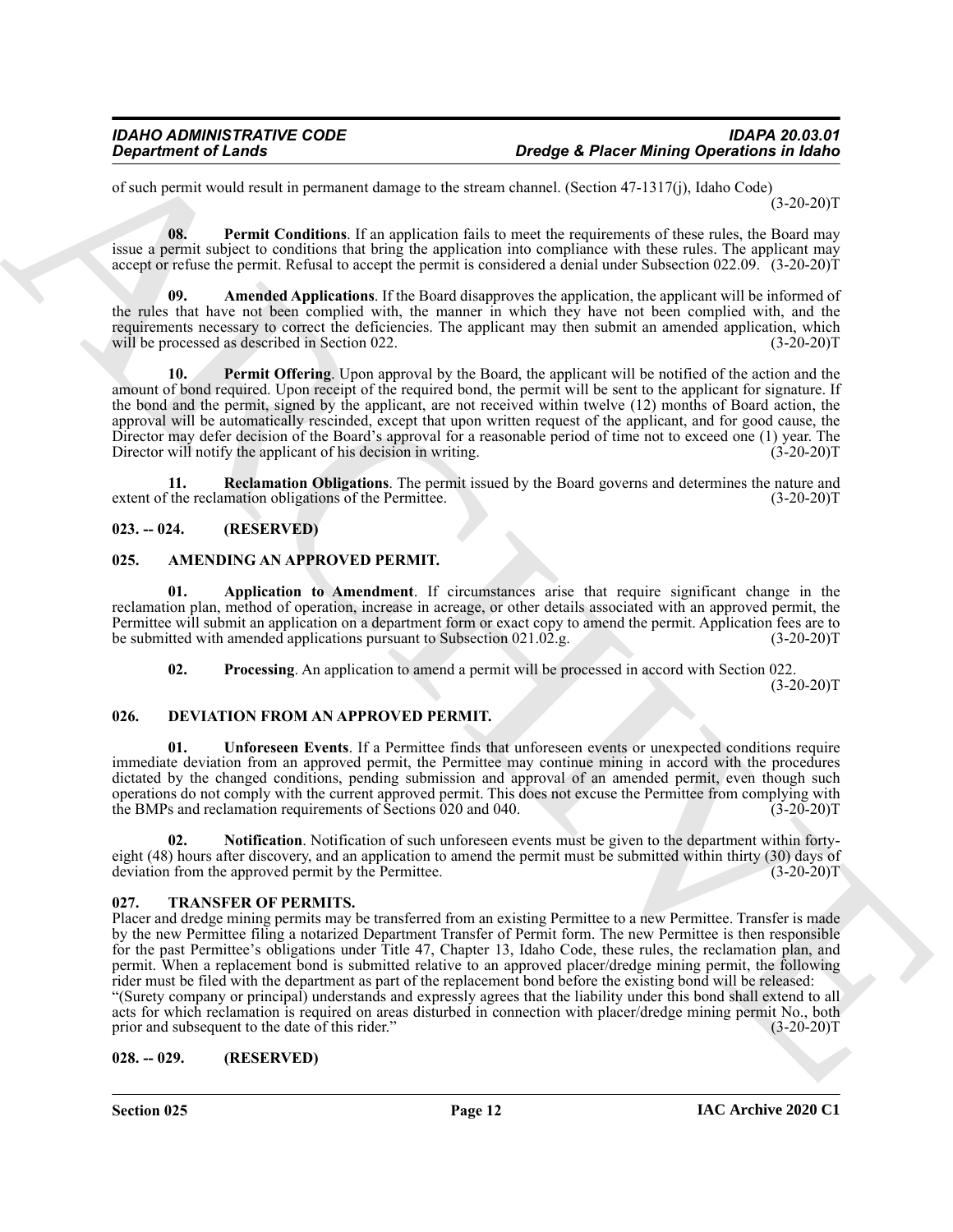of such permit would result in permanent damage to the stream channel. (Section 47-1317(j), Idaho Code) (3-20-20)T

**08. Permit Conditions**. If an application fails to meet the requirements of these rules, the Board may issue a permit subject to conditions that bring the application into compliance with these rules. The applicant may accept or refuse the permit. Refusal to accept the permit is considered a denial under Subsection 022.09. (3-20-20)T

**09. Amended Applications**. If the Board disapproves the application, the applicant will be informed of the rules that have not been complied with, the manner in which they have not been complied with, and the requirements necessary to correct the deficiencies. The applicant may then submit an amended application, which will be processed as described in Section 022. (3-20-20)T

**10. Permit Offering**. Upon approval by the Board, the applicant will be notified of the action and the amount of bond required. Upon receipt of the required bond, the permit will be sent to the applicant for signature. If the bond and the permit, signed by the applicant, are not received within twelve (12) months of Board action, the approval will be automatically rescinded, except that upon written request of the applicant, and for good cause, the Director may defer decision of the Board's approval for a reasonable period of time not to exceed one (1) year. The Director will notify the applicant of his decision in writing. (3-20-20)T

**11. Reclamation Obligations**. The permit issued by the Board governs and determines the nature and extent of the reclamation obligations of the Permittee. (3-20-20)T

## 023. -- 024. (RESERVED)

## 025. AMENDING AN APPROVED PERMIT.

**01. Application to Amendment**. If circumstances arise that require significant change in the reclamation plan, method of operation, increase in acreage, or other details associated with an approved permit, the Permittee will submit an application on a department form or exact copy to amend the permit. Application fees are to be submitted with amended applications pursuant to Subsection 021.02.g. (3-20-20)T

**02. Processing**. An application to amend a permit will be processed in accord with Section 022. (3-20-20)T

## 026. DEVIATION FROM AN APPROVED PERMIT.

**01. Unforeseen Events**. If a Permittee finds that unforeseen events or unexpected conditions require immediate deviation from an approved permit, the Permittee may continue mining in accord with the procedures dictated by the changed conditions, pending submission and approval of an amended permit, even though such operations do not comply with the current approved permit. This does not excuse the Permittee from complying with the BMPs and reclamation requirements of Sections 020 and 040. (3-20-20)T

**02. Notification**. Notification of such unforeseen events must be given to the department within forty-eight (48) hours after discovery, and an application to amend the permit must be submitted within thirty (30) days of deviation from the approved permit by the Permittee. (3-20-20)T

## 027. TRANSFER OF PERMITS.

Placer and dredge mining permits may be transferred from an existing Permittee to a new Permittee. Transfer is made by the new Permittee filing a notarized Department Transfer of Permit form. The new Permittee is then responsible for the past Permittee's obligations under Title 47, Chapter 13, Idaho Code, these rules, the reclamation plan, and permit. When a replacement bond is submitted relative to an approved placer/dredge mining permit, the following rider must be filed with the department as part of the replacement bond before the existing bond will be released:
"(Surety company or principal) understands and expressly agrees that the liability under this bond shall extend to all acts for which reclamation is required on areas disturbed in connection with placer/dredge mining permit No., both prior and subsequent to the date of this rider." (3-20-20)T

## 028. -- 029. (RESERVED)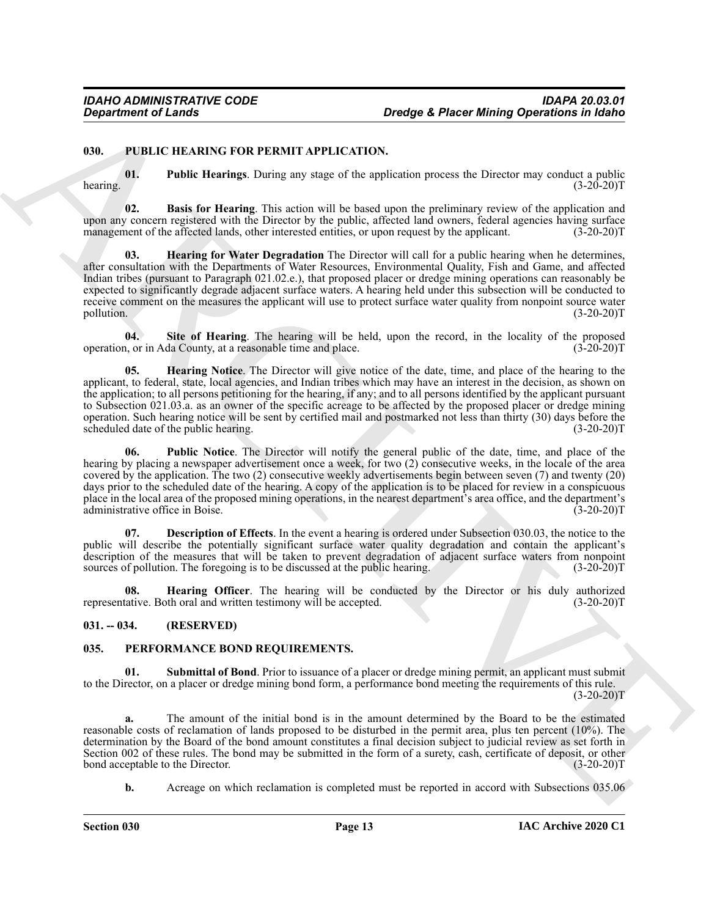## 030. PUBLIC HEARING FOR PERMIT APPLICATION.

**01. Public Hearings**. During any stage of the application process the Director may conduct a public hearing. (3-20-20)T

**02. Basis for Hearing**. This action will be based upon the preliminary review of the application and upon any concern registered with the Director by the public, affected land owners, federal agencies having surface management of the affected lands, other interested entities, or upon request by the applicant. (3-20-20)T

**03. Hearing for Water Degradation** The Director will call for a public hearing when he determines, after consultation with the Departments of Water Resources, Environmental Quality, Fish and Game, and affected Indian tribes (pursuant to Paragraph 021.02.e.), that proposed placer or dredge mining operations can reasonably be expected to significantly degrade adjacent surface waters. A hearing held under this subsection will be conducted to receive comment on the measures the applicant will use to protect surface water quality from nonpoint source water pollution. (3-20-20)T

**04. Site of Hearing**. The hearing will be held, upon the record, in the locality of the proposed operation, or in Ada County, at a reasonable time and place. (3-20-20)T

**05. Hearing Notice**. The Director will give notice of the date, time, and place of the hearing to the applicant, to federal, state, local agencies, and Indian tribes which may have an interest in the decision, as shown on the application; to all persons petitioning for the hearing, if any; and to all persons identified by the applicant pursuant to Subsection 021.03.a. as an owner of the specific acreage to be affected by the proposed placer or dredge mining operation. Such hearing notice will be sent by certified mail and postmarked not less than thirty (30) days before the scheduled date of the public hearing. (3-20-20)T

**06. Public Notice**. The Director will notify the general public of the date, time, and place of the hearing by placing a newspaper advertisement once a week, for two (2) consecutive weeks, in the locale of the area covered by the application. The two (2) consecutive weekly advertisements begin between seven (7) and twenty (20) days prior to the scheduled date of the hearing. A copy of the application is to be placed for review in a conspicuous place in the local area of the proposed mining operations, in the nearest department's area office, and the department's administrative office in Boise. (3-20-20)T

**07. Description of Effects**. In the event a hearing is ordered under Subsection 030.03, the notice to the public will describe the potentially significant surface water quality degradation and contain the applicant's description of the measures that will be taken to prevent degradation of adjacent surface waters from nonpoint sources of pollution. The foregoing is to be discussed at the public hearing. (3-20-20)T

**08. Hearing Officer**. The hearing will be conducted by the Director or his duly authorized representative. Both oral and written testimony will be accepted. (3-20-20)T

## 031. -- 034. (RESERVED)

## 035. PERFORMANCE BOND REQUIREMENTS.

**01. Submittal of Bond**. Prior to issuance of a placer or dredge mining permit, an applicant must submit to the Director, on a placer or dredge mining bond form, a performance bond meeting the requirements of this rule. (3-20-20)T

**a.** The amount of the initial bond is in the amount determined by the Board to be the estimated reasonable costs of reclamation of lands proposed to be disturbed in the permit area, plus ten percent (10%). The determination by the Board of the bond amount constitutes a final decision subject to judicial review as set forth in Section 002 of these rules. The bond may be submitted in the form of a surety, cash, certificate of deposit, or other bond acceptable to the Director. (3-20-20)T

**b.** Acreage on which reclamation is completed must be reported in accord with Subsections 035.06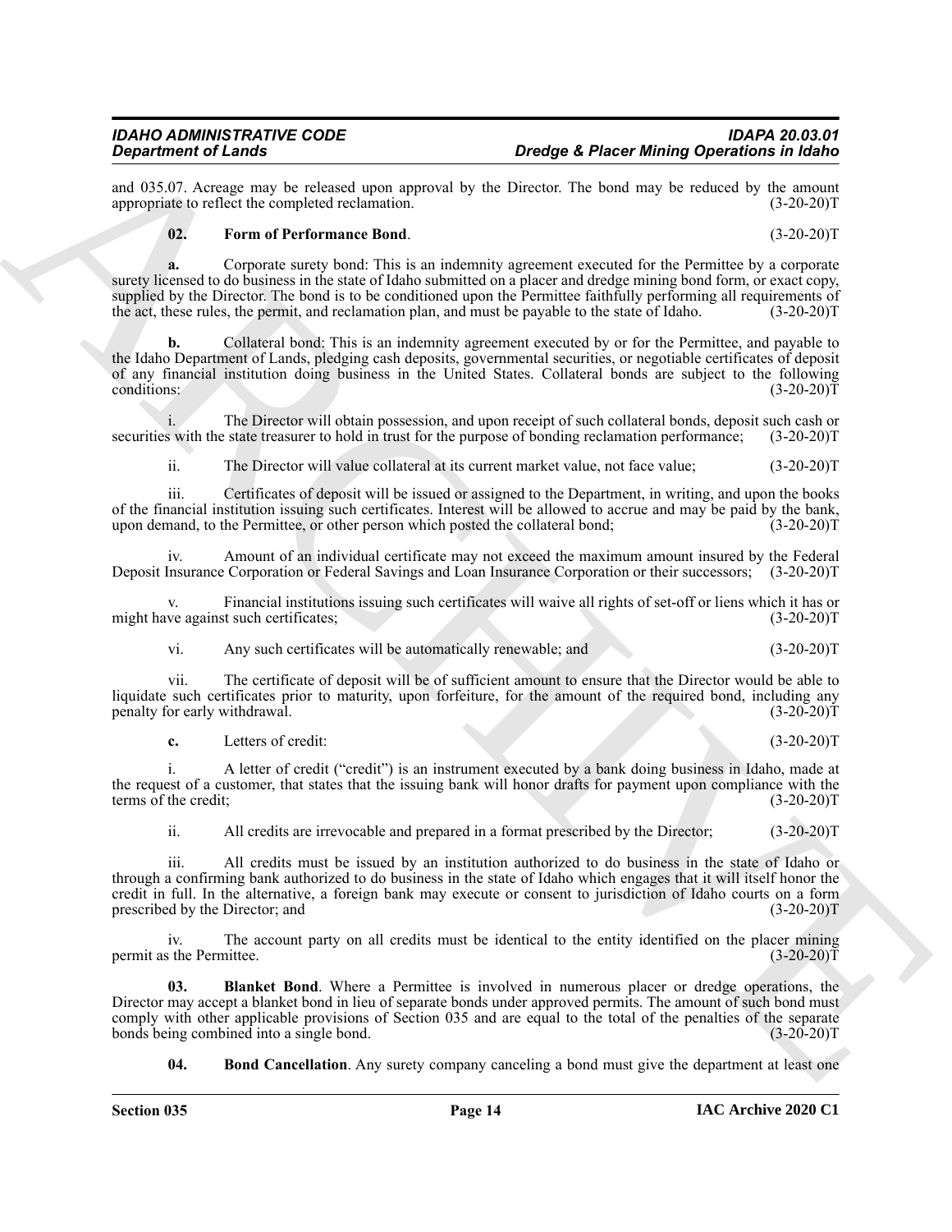and 035.07. Acreage may be released upon approval by the Director. The bond may be reduced by the amount appropriate to reflect the completed reclamation. (3-20-20)T

**02. Form of Performance Bond**. (3-20-20)T

**a.** Corporate surety bond: This is an indemnity agreement executed for the Permittee by a corporate surety licensed to do business in the state of Idaho submitted on a placer and dredge mining bond form, or exact copy, supplied by the Director. The bond is to be conditioned upon the Permittee faithfully performing all requirements of the act, these rules, the permit, and reclamation plan, and must be payable to the state of Idaho. (3-20-20)T

**b.** Collateral bond: This is an indemnity agreement executed by or for the Permittee, and payable to the Idaho Department of Lands, pledging cash deposits, governmental securities, or negotiable certificates of deposit of any financial institution doing business in the United States. Collateral bonds are subject to the following conditions: (3-20-20)T

i. The Director will obtain possession, and upon receipt of such collateral bonds, deposit such cash or securities with the state treasurer to hold in trust for the purpose of bonding reclamation performance; (3-20-20)T

ii. The Director will value collateral at its current market value, not face value; (3-20-20)T

iii. Certificates of deposit will be issued or assigned to the Department, in writing, and upon the books of the financial institution issuing such certificates. Interest will be allowed to accrue and may be paid by the bank, upon demand, to the Permittee, or other person which posted the collateral bond; (3-20-20)T

iv. Amount of an individual certificate may not exceed the maximum amount insured by the Federal Deposit Insurance Corporation or Federal Savings and Loan Insurance Corporation or their successors; (3-20-20)T

v. Financial institutions issuing such certificates will waive all rights of set-off or liens which it has or might have against such certificates; (3-20-20)T

vi. Any such certificates will be automatically renewable; and (3-20-20)T

vii. The certificate of deposit will be of sufficient amount to ensure that the Director would be able to liquidate such certificates prior to maturity, upon forfeiture, for the amount of the required bond, including any penalty for early withdrawal. (3-20-20)T

**c.** Letters of credit: (3-20-20)T

i. A letter of credit ("credit") is an instrument executed by a bank doing business in Idaho, made at the request of a customer, that states that the issuing bank will honor drafts for payment upon compliance with the terms of the credit; (3-20-20)T

ii. All credits are irrevocable and prepared in a format prescribed by the Director; (3-20-20)T

iii. All credits must be issued by an institution authorized to do business in the state of Idaho or through a confirming bank authorized to do business in the state of Idaho which engages that it will itself honor the credit in full. In the alternative, a foreign bank may execute or consent to jurisdiction of Idaho courts on a form prescribed by the Director; and (3-20-20)T

iv. The account party on all credits must be identical to the entity identified on the placer mining permit as the Permittee. (3-20-20)T

**03. Blanket Bond**. Where a Permittee is involved in numerous placer or dredge operations, the Director may accept a blanket bond in lieu of separate bonds under approved permits. The amount of such bond must comply with other applicable provisions of Section 035 and are equal to the total of the penalties of the separate bonds being combined into a single bond. (3-20-20)T

**04. Bond Cancellation**. Any surety company canceling a bond must give the department at least one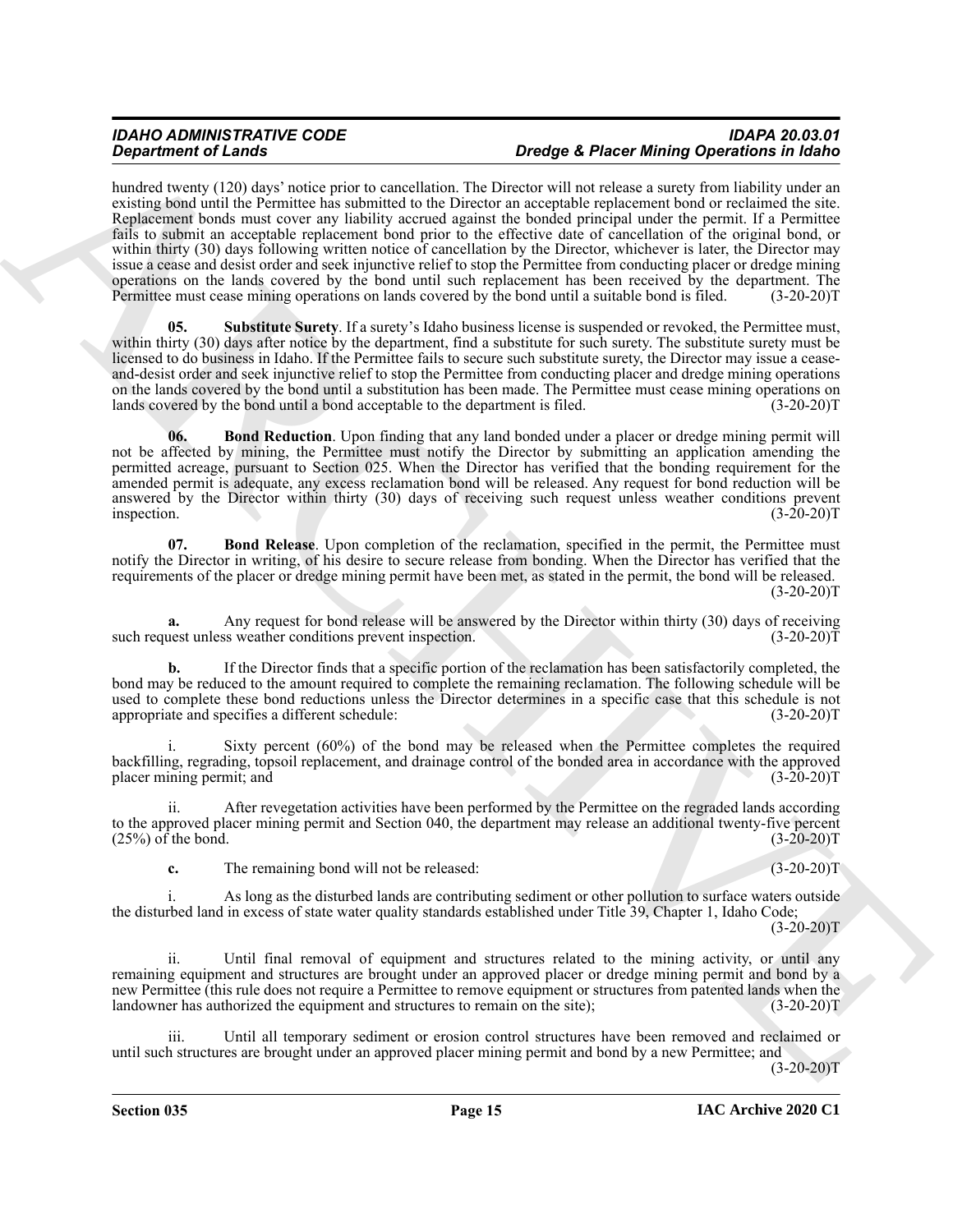hundred twenty (120) days' notice prior to cancellation. The Director will not release a surety from liability under an existing bond until the Permittee has submitted to the Director an acceptable replacement bond or reclaimed the site. Replacement bonds must cover any liability accrued against the bonded principal under the permit. If a Permittee fails to submit an acceptable replacement bond prior to the effective date of cancellation of the original bond, or within thirty (30) days following written notice of cancellation by the Director, whichever is later, the Director may issue a cease and desist order and seek injunctive relief to stop the Permittee from conducting placer or dredge mining operations on the lands covered by the bond until such replacement has been received by the department. The Permittee must cease mining operations on lands covered by the bond until a suitable bond is filed. (3-20-20)T

**05. Substitute Surety**. If a surety's Idaho business license is suspended or revoked, the Permittee must, within thirty (30) days after notice by the department, find a substitute for such surety. The substitute surety must be licensed to do business in Idaho. If the Permittee fails to secure such substitute surety, the Director may issue a cease-and-desist order and seek injunctive relief to stop the Permittee from conducting placer and dredge mining operations on the lands covered by the bond until a substitution has been made. The Permittee must cease mining operations on lands covered by the bond until a bond acceptable to the department is filed. (3-20-20)T

**06. Bond Reduction**. Upon finding that any land bonded under a placer or dredge mining permit will not be affected by mining, the Permittee must notify the Director by submitting an application amending the permitted acreage, pursuant to Section 025. When the Director has verified that the bonding requirement for the amended permit is adequate, any excess reclamation bond will be released. Any request for bond reduction will be answered by the Director within thirty (30) days of receiving such request unless weather conditions prevent inspection. (3-20-20)T

**07. Bond Release**. Upon completion of the reclamation, specified in the permit, the Permittee must notify the Director in writing, of his desire to secure release from bonding. When the Director has verified that the requirements of the placer or dredge mining permit have been met, as stated in the permit, the bond will be released. (3-20-20)T

**a.** Any request for bond release will be answered by the Director within thirty (30) days of receiving such request unless weather conditions prevent inspection. (3-20-20)T

**b.** If the Director finds that a specific portion of the reclamation has been satisfactorily completed, the bond may be reduced to the amount required to complete the remaining reclamation. The following schedule will be used to complete these bond reductions unless the Director determines in a specific case that this schedule is not appropriate and specifies a different schedule: (3-20-20)T

i. Sixty percent (60%) of the bond may be released when the Permittee completes the required backfilling, regrading, topsoil replacement, and drainage control of the bonded area in accordance with the approved placer mining permit; and (3-20-20)T

ii. After revegetation activities have been performed by the Permittee on the regraded lands according to the approved placer mining permit and Section 040, the department may release an additional twenty-five percent (25%) of the bond. (3-20-20)T

**c.** The remaining bond will not be released: (3-20-20)T

i. As long as the disturbed lands are contributing sediment or other pollution to surface waters outside the disturbed land in excess of state water quality standards established under Title 39, Chapter 1, Idaho Code; (3-20-20)T

ii. Until final removal of equipment and structures related to the mining activity, or until any remaining equipment and structures are brought under an approved placer or dredge mining permit and bond by a new Permittee (this rule does not require a Permittee to remove equipment or structures from patented lands when the landowner has authorized the equipment and structures to remain on the site); (3-20-20)T

iii. Until all temporary sediment or erosion control structures have been removed and reclaimed or until such structures are brought under an approved placer mining permit and bond by a new Permittee; and (3-20-20)T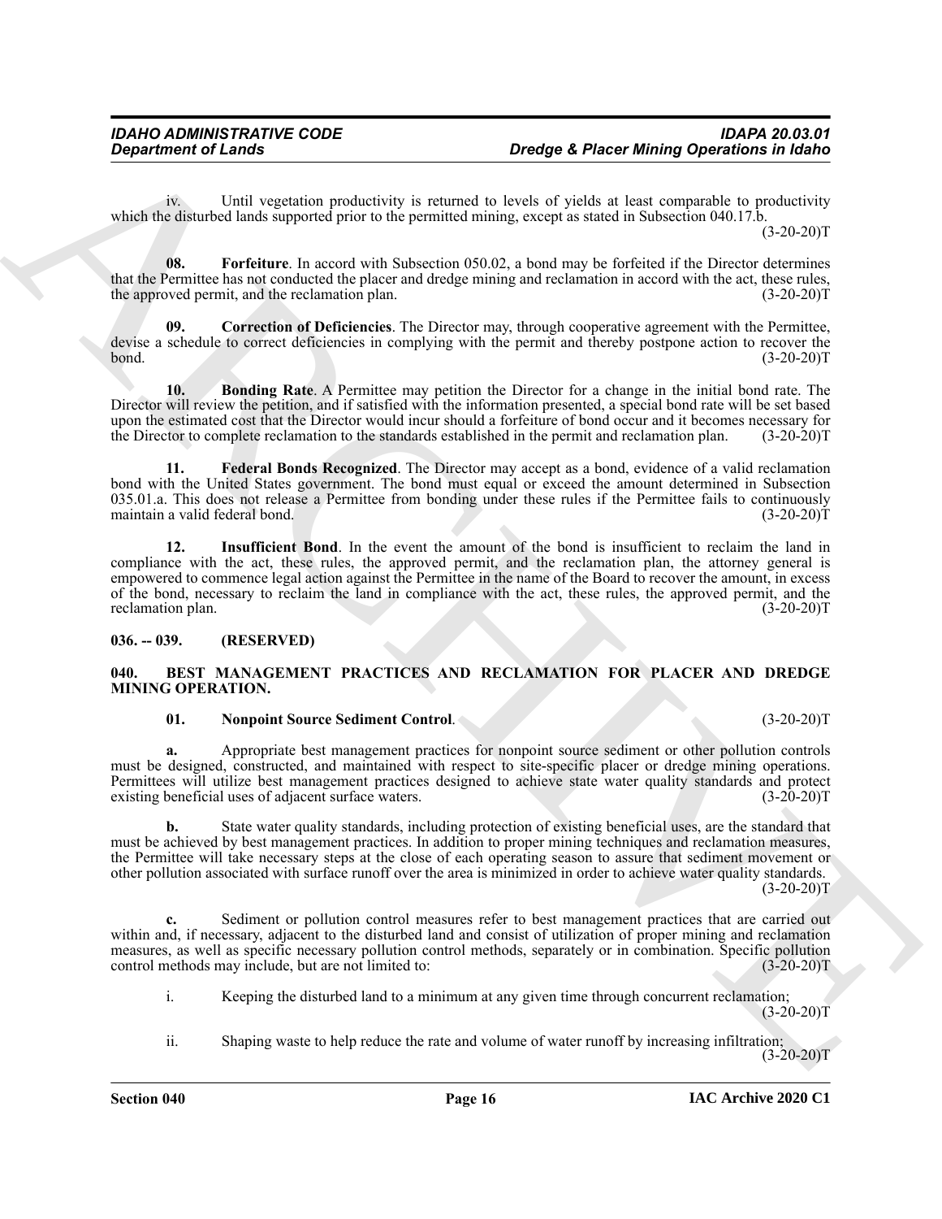iv. Until vegetation productivity is returned to levels of yields at least comparable to productivity which the disturbed lands supported prior to the permitted mining, except as stated in Subsection 040.17.b. (3-20-20)T

**08. Forfeiture**. In accord with Subsection 050.02, a bond may be forfeited if the Director determines that the Permittee has not conducted the placer and dredge mining and reclamation in accord with the act, these rules, the approved permit, and the reclamation plan. (3-20-20)T

**09. Correction of Deficiencies**. The Director may, through cooperative agreement with the Permittee, devise a schedule to correct deficiencies in complying with the permit and thereby postpone action to recover the bond. (3-20-20)T

**10. Bonding Rate**. A Permittee may petition the Director for a change in the initial bond rate. The Director will review the petition, and if satisfied with the information presented, a special bond rate will be set based upon the estimated cost that the Director would incur should a forfeiture of bond occur and it becomes necessary for the Director to complete reclamation to the standards established in the permit and reclamation plan. (3-20-20)T

**11. Federal Bonds Recognized**. The Director may accept as a bond, evidence of a valid reclamation bond with the United States government. The bond must equal or exceed the amount determined in Subsection 035.01.a. This does not release a Permittee from bonding under these rules if the Permittee fails to continuously maintain a valid federal bond. (3-20-20)T

**12. Insufficient Bond**. In the event the amount of the bond is insufficient to reclaim the land in compliance with the act, these rules, the approved permit, and the reclamation plan, the attorney general is empowered to commence legal action against the Permittee in the name of the Board to recover the amount, in excess of the bond, necessary to reclaim the land in compliance with the act, these rules, the approved permit, and the reclamation plan. (3-20-20)T

### 036. -- 039. (RESERVED)

### 040. BEST MANAGEMENT PRACTICES AND RECLAMATION FOR PLACER AND DREDGE MINING OPERATION.

**01. Nonpoint Source Sediment Control**. (3-20-20)T

**a.** Appropriate best management practices for nonpoint source sediment or other pollution controls must be designed, constructed, and maintained with respect to site-specific placer or dredge mining operations. Permittees will utilize best management practices designed to achieve state water quality standards and protect existing beneficial uses of adjacent surface waters. (3-20-20)T

**b.** State water quality standards, including protection of existing beneficial uses, are the standard that must be achieved by best management practices. In addition to proper mining techniques and reclamation measures, the Permittee will take necessary steps at the close of each operating season to assure that sediment movement or other pollution associated with surface runoff over the area is minimized in order to achieve water quality standards. (3-20-20)T

**c.** Sediment or pollution control measures refer to best management practices that are carried out within and, if necessary, adjacent to the disturbed land and consist of utilization of proper mining and reclamation measures, as well as specific necessary pollution control methods, separately or in combination. Specific pollution control methods may include, but are not limited to: (3-20-20)T

i. Keeping the disturbed land to a minimum at any given time through concurrent reclamation; (3-20-20)T

ii. Shaping waste to help reduce the rate and volume of water runoff by increasing infiltration; (3-20-20)T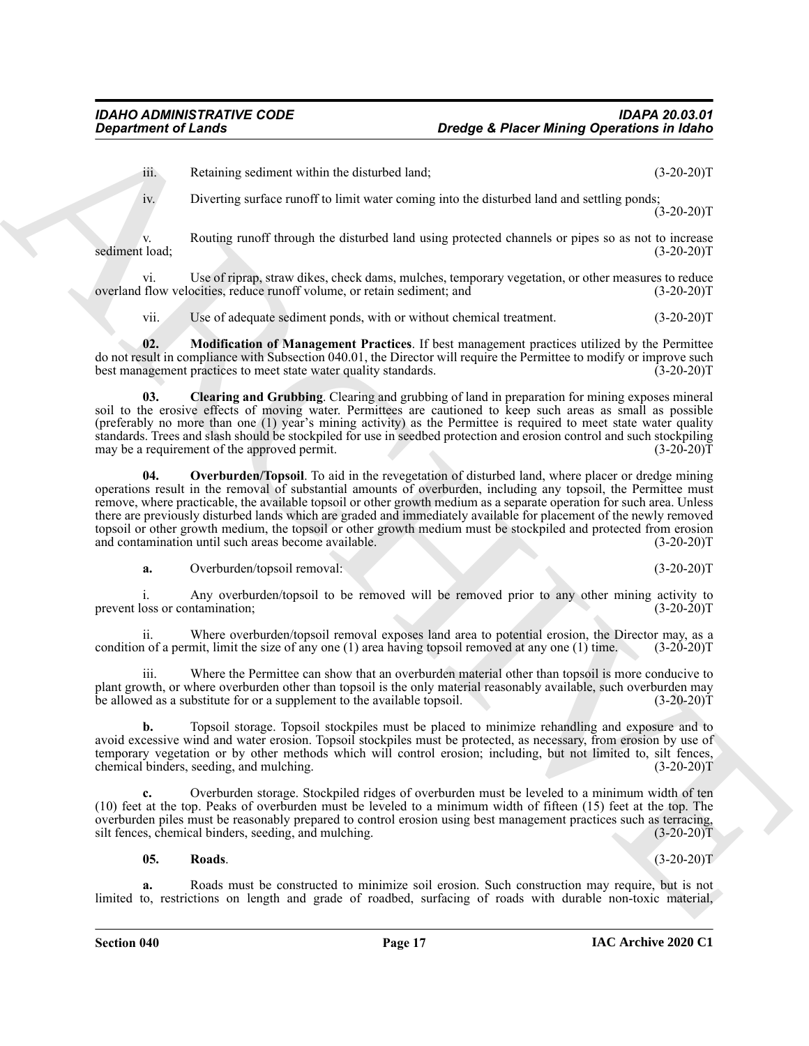iii. Retaining sediment within the disturbed land; (3-20-20)T

iv. Diverting surface runoff to limit water coming into the disturbed land and settling ponds; (3-20-20)T

v. Routing runoff through the disturbed land using protected channels or pipes so as not to increase sediment load; (3-20-20)T

vi. Use of riprap, straw dikes, check dams, mulches, temporary vegetation, or other measures to reduce overland flow velocities, reduce runoff volume, or retain sediment; and (3-20-20)T

vii. Use of adequate sediment ponds, with or without chemical treatment. (3-20-20)T

**02. Modification of Management Practices**. If best management practices utilized by the Permittee do not result in compliance with Subsection 040.01, the Director will require the Permittee to modify or improve such best management practices to meet state water quality standards. (3-20-20)T

**03. Clearing and Grubbing**. Clearing and grubbing of land in preparation for mining exposes mineral soil to the erosive effects of moving water. Permittees are cautioned to keep such areas as small as possible (preferably no more than one (1) year's mining activity) as the Permittee is required to meet state water quality standards. Trees and slash should be stockpiled for use in seedbed protection and erosion control and such stockpiling may be a requirement of the approved permit. (3-20-20)T

**04. Overburden/Topsoil**. To aid in the revegetation of disturbed land, where placer or dredge mining operations result in the removal of substantial amounts of overburden, including any topsoil, the Permittee must remove, where practicable, the available topsoil or other growth medium as a separate operation for such area. Unless there are previously disturbed lands which are graded and immediately available for placement of the newly removed topsoil or other growth medium, the topsoil or other growth medium must be stockpiled and protected from erosion and contamination until such areas become available. (3-20-20)T

**a.** Overburden/topsoil removal: (3-20-20)T

i. Any overburden/topsoil to be removed will be removed prior to any other mining activity to prevent loss or contamination; (3-20-20)T

ii. Where overburden/topsoil removal exposes land area to potential erosion, the Director may, as a condition of a permit, limit the size of any one (1) area having topsoil removed at any one (1) time. (3-20-20)T

iii. Where the Permittee can show that an overburden material other than topsoil is more conducive to plant growth, or where overburden other than topsoil is the only material reasonably available, such overburden may be allowed as a substitute for or a supplement to the available topsoil. (3-20-20)T

**b.** Topsoil storage. Topsoil stockpiles must be placed to minimize rehandling and exposure and to avoid excessive wind and water erosion. Topsoil stockpiles must be protected, as necessary, from erosion by use of temporary vegetation or by other methods which will control erosion; including, but not limited to, silt fences, chemical binders, seeding, and mulching. (3-20-20)T

**c.** Overburden storage. Stockpiled ridges of overburden must be leveled to a minimum width of ten (10) feet at the top. Peaks of overburden must be leveled to a minimum width of fifteen (15) feet at the top. The overburden piles must be reasonably prepared to control erosion using best management practices such as terracing, silt fences, chemical binders, seeding, and mulching. (3-20-20)T

**05. Roads**. (3-20-20)T

**a.** Roads must be constructed to minimize soil erosion. Such construction may require, but is not limited to, restrictions on length and grade of roadbed, surfacing of roads with durable non-toxic material,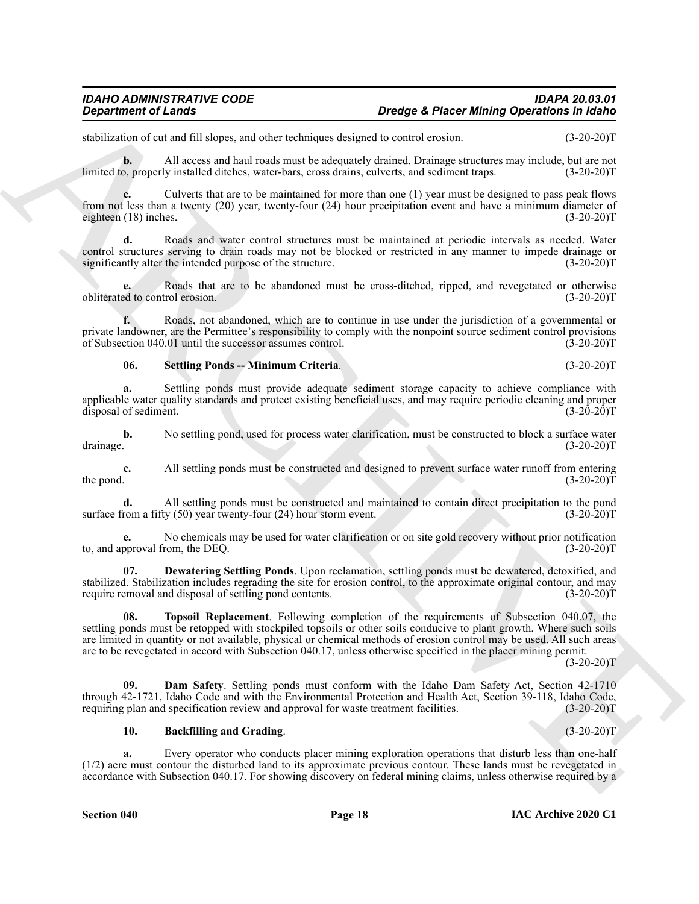stabilization of cut and fill slopes, and other techniques designed to control erosion. (3-20-20)T

**b.** All access and haul roads must be adequately drained. Drainage structures may include, but are not limited to, properly installed ditches, water-bars, cross drains, culverts, and sediment traps. (3-20-20)T

**c.** Culverts that are to be maintained for more than one (1) year must be designed to pass peak flows from not less than a twenty (20) year, twenty-four (24) hour precipitation event and have a minimum diameter of eighteen (18) inches. (3-20-20)T

**d.** Roads and water control structures must be maintained at periodic intervals as needed. Water control structures serving to drain roads may not be blocked or restricted in any manner to impede drainage or significantly alter the intended purpose of the structure. (3-20-20)T

**e.** Roads that are to be abandoned must be cross-ditched, ripped, and revegetated or otherwise obliterated to control erosion. (3-20-20)T

**f.** Roads, not abandoned, which are to continue in use under the jurisdiction of a governmental or private landowner, are the Permittee's responsibility to comply with the nonpoint source sediment control provisions of Subsection 040.01 until the successor assumes control. (3-20-20)T

**06. Settling Ponds -- Minimum Criteria**. (3-20-20)T

**a.** Settling ponds must provide adequate sediment storage capacity to achieve compliance with applicable water quality standards and protect existing beneficial uses, and may require periodic cleaning and proper disposal of sediment. (3-20-20)T

**b.** No settling pond, used for process water clarification, must be constructed to block a surface water drainage. (3-20-20)T

**c.** All settling ponds must be constructed and designed to prevent surface water runoff from entering the pond. (3-20-20)T

**d.** All settling ponds must be constructed and maintained to contain direct precipitation to the pond surface from a fifty (50) year twenty-four (24) hour storm event. (3-20-20)T

**e.** No chemicals may be used for water clarification or on site gold recovery without prior notification to, and approval from, the DEQ. (3-20-20)T

**07. Dewatering Settling Ponds**. Upon reclamation, settling ponds must be dewatered, detoxified, and stabilized. Stabilization includes regrading the site for erosion control, to the approximate original contour, and may require removal and disposal of settling pond contents. (3-20-20)T

**08. Topsoil Replacement**. Following completion of the requirements of Subsection 040.07, the settling ponds must be retopped with stockpiled topsoils or other soils conducive to plant growth. Where such soils are limited in quantity or not available, physical or chemical methods of erosion control may be used. All such areas are to be revegetated in accord with Subsection 040.17, unless otherwise specified in the placer mining permit. (3-20-20)T

**09. Dam Safety**. Settling ponds must conform with the Idaho Dam Safety Act, Section 42-1710 through 42-1721, Idaho Code and with the Environmental Protection and Health Act, Section 39-118, Idaho Code, requiring plan and specification review and approval for waste treatment facilities. (3-20-20)T

**10. Backfilling and Grading**. (3-20-20)T

**a.** Every operator who conducts placer mining exploration operations that disturb less than one-half (1/2) acre must contour the disturbed land to its approximate previous contour. These lands must be revegetated in accordance with Subsection 040.17. For showing discovery on federal mining claims, unless otherwise required by a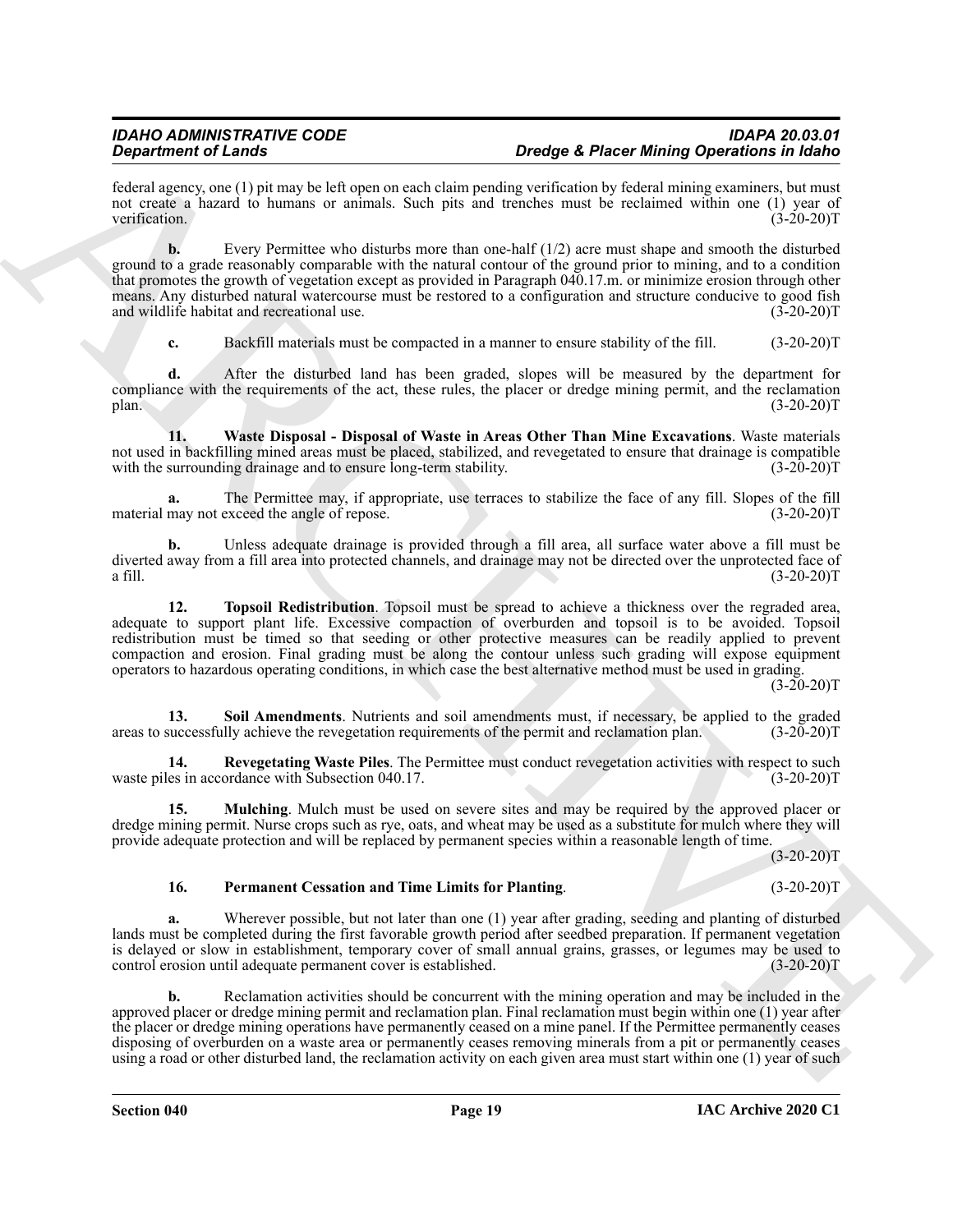federal agency, one (1) pit may be left open on each claim pending verification by federal mining examiners, but must not create a hazard to humans or animals. Such pits and trenches must be reclaimed within one (1) year of verification. (3-20-20)T

**b.** Every Permittee who disturbs more than one-half (1/2) acre must shape and smooth the disturbed ground to a grade reasonably comparable with the natural contour of the ground prior to mining, and to a condition that promotes the growth of vegetation except as provided in Paragraph 040.17.m. or minimize erosion through other means. Any disturbed natural watercourse must be restored to a configuration and structure conducive to good fish and wildlife habitat and recreational use. (3-20-20)T

**c.** Backfill materials must be compacted in a manner to ensure stability of the fill. (3-20-20)T

**d.** After the disturbed land has been graded, slopes will be measured by the department for compliance with the requirements of the act, these rules, the placer or dredge mining permit, and the reclamation plan. (3-20-20)T

**11. Waste Disposal - Disposal of Waste in Areas Other Than Mine Excavations**. Waste materials not used in backfilling mined areas must be placed, stabilized, and revegetated to ensure that drainage is compatible with the surrounding drainage and to ensure long-term stability. (3-20-20)T

**a.** The Permittee may, if appropriate, use terraces to stabilize the face of any fill. Slopes of the fill material may not exceed the angle of repose. (3-20-20)T

**b.** Unless adequate drainage is provided through a fill area, all surface water above a fill must be diverted away from a fill area into protected channels, and drainage may not be directed over the unprotected face of a fill. (3-20-20)T

**12. Topsoil Redistribution**. Topsoil must be spread to achieve a thickness over the regraded area, adequate to support plant life. Excessive compaction of overburden and topsoil is to be avoided. Topsoil redistribution must be timed so that seeding or other protective measures can be readily applied to prevent compaction and erosion. Final grading must be along the contour unless such grading will expose equipment operators to hazardous operating conditions, in which case the best alternative method must be used in grading. (3-20-20)T

**13. Soil Amendments**. Nutrients and soil amendments must, if necessary, be applied to the graded areas to successfully achieve the revegetation requirements of the permit and reclamation plan. (3-20-20)T

**14. Revegetating Waste Piles**. The Permittee must conduct revegetation activities with respect to such waste piles in accordance with Subsection 040.17. (3-20-20)T

**15. Mulching**. Mulch must be used on severe sites and may be required by the approved placer or dredge mining permit. Nurse crops such as rye, oats, and wheat may be used as a substitute for mulch where they will provide adequate protection and will be replaced by permanent species within a reasonable length of time. (3-20-20)T

**16. Permanent Cessation and Time Limits for Planting**. (3-20-20)T

**a.** Wherever possible, but not later than one (1) year after grading, seeding and planting of disturbed lands must be completed during the first favorable growth period after seedbed preparation. If permanent vegetation is delayed or slow in establishment, temporary cover of small annual grains, grasses, or legumes may be used to control erosion until adequate permanent cover is established. (3-20-20)T

**b.** Reclamation activities should be concurrent with the mining operation and may be included in the approved placer or dredge mining permit and reclamation plan. Final reclamation must begin within one (1) year after the placer or dredge mining operations have permanently ceased on a mine panel. If the Permittee permanently ceases disposing of overburden on a waste area or permanently ceases removing minerals from a pit or permanently ceases using a road or other disturbed land, the reclamation activity on each given area must start within one (1) year of such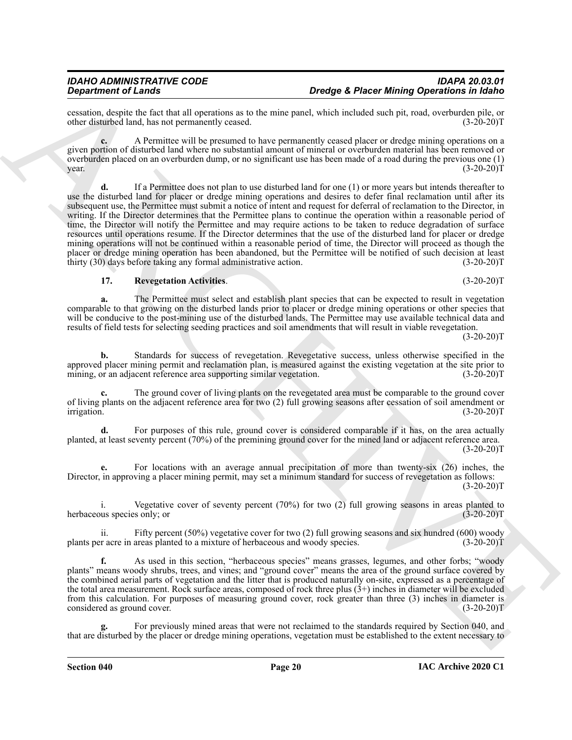cessation, despite the fact that all operations as to the mine panel, which included such pit, road, overburden pile, or other disturbed land, has not permanently ceased. (3-20-20)T

**c.** A Permittee will be presumed to have permanently ceased placer or dredge mining operations on a given portion of disturbed land where no substantial amount of mineral or overburden material has been removed or overburden placed on an overburden dump, or no significant use has been made of a road during the previous one (1) year. (3-20-20)T

**d.** If a Permittee does not plan to use disturbed land for one (1) or more years but intends thereafter to use the disturbed land for placer or dredge mining operations and desires to defer final reclamation until after its subsequent use, the Permittee must submit a notice of intent and request for deferral of reclamation to the Director, in writing. If the Director determines that the Permittee plans to continue the operation within a reasonable period of time, the Director will notify the Permittee and may require actions to be taken to reduce degradation of surface resources until operations resume. If the Director determines that the use of the disturbed land for placer or dredge mining operations will not be continued within a reasonable period of time, the Director will proceed as though the placer or dredge mining operation has been abandoned, but the Permittee will be notified of such decision at least thirty (30) days before taking any formal administrative action. (3-20-20)T

**17. Revegetation Activities**. (3-20-20)T

**a.** The Permittee must select and establish plant species that can be expected to result in vegetation comparable to that growing on the disturbed lands prior to placer or dredge mining operations or other species that will be conducive to the post-mining use of the disturbed lands. The Permittee may use available technical data and results of field tests for selecting seeding practices and soil amendments that will result in viable revegetation. (3-20-20)T

**b.** Standards for success of revegetation. Revegetative success, unless otherwise specified in the approved placer mining permit and reclamation plan, is measured against the existing vegetation at the site prior to mining, or an adjacent reference area supporting similar vegetation. (3-20-20)T

**c.** The ground cover of living plants on the revegetated area must be comparable to the ground cover of living plants on the adjacent reference area for two (2) full growing seasons after cessation of soil amendment or irrigation. (3-20-20)T

**d.** For purposes of this rule, ground cover is considered comparable if it has, on the area actually planted, at least seventy percent (70%) of the premining ground cover for the mined land or adjacent reference area. (3-20-20)T

**e.** For locations with an average annual precipitation of more than twenty-six (26) inches, the Director, in approving a placer mining permit, may set a minimum standard for success of revegetation as follows: (3-20-20)T

i. Vegetative cover of seventy percent (70%) for two (2) full growing seasons in areas planted to herbaceous species only; or (3-20-20)T

ii. Fifty percent (50%) vegetative cover for two (2) full growing seasons and six hundred (600) woody plants per acre in areas planted to a mixture of herbaceous and woody species. (3-20-20)T

**f.** As used in this section, "herbaceous species" means grasses, legumes, and other forbs; "woody plants" means woody shrubs, trees, and vines; and "ground cover" means the area of the ground surface covered by the combined aerial parts of vegetation and the litter that is produced naturally on-site, expressed as a percentage of the total area measurement. Rock surface areas, composed of rock three plus (3+) inches in diameter will be excluded from this calculation. For purposes of measuring ground cover, rock greater than three (3) inches in diameter is considered as ground cover. (3-20-20)T

**g.** For previously mined areas that were not reclaimed to the standards required by Section 040, and that are disturbed by the placer or dredge mining operations, vegetation must be established to the extent necessary to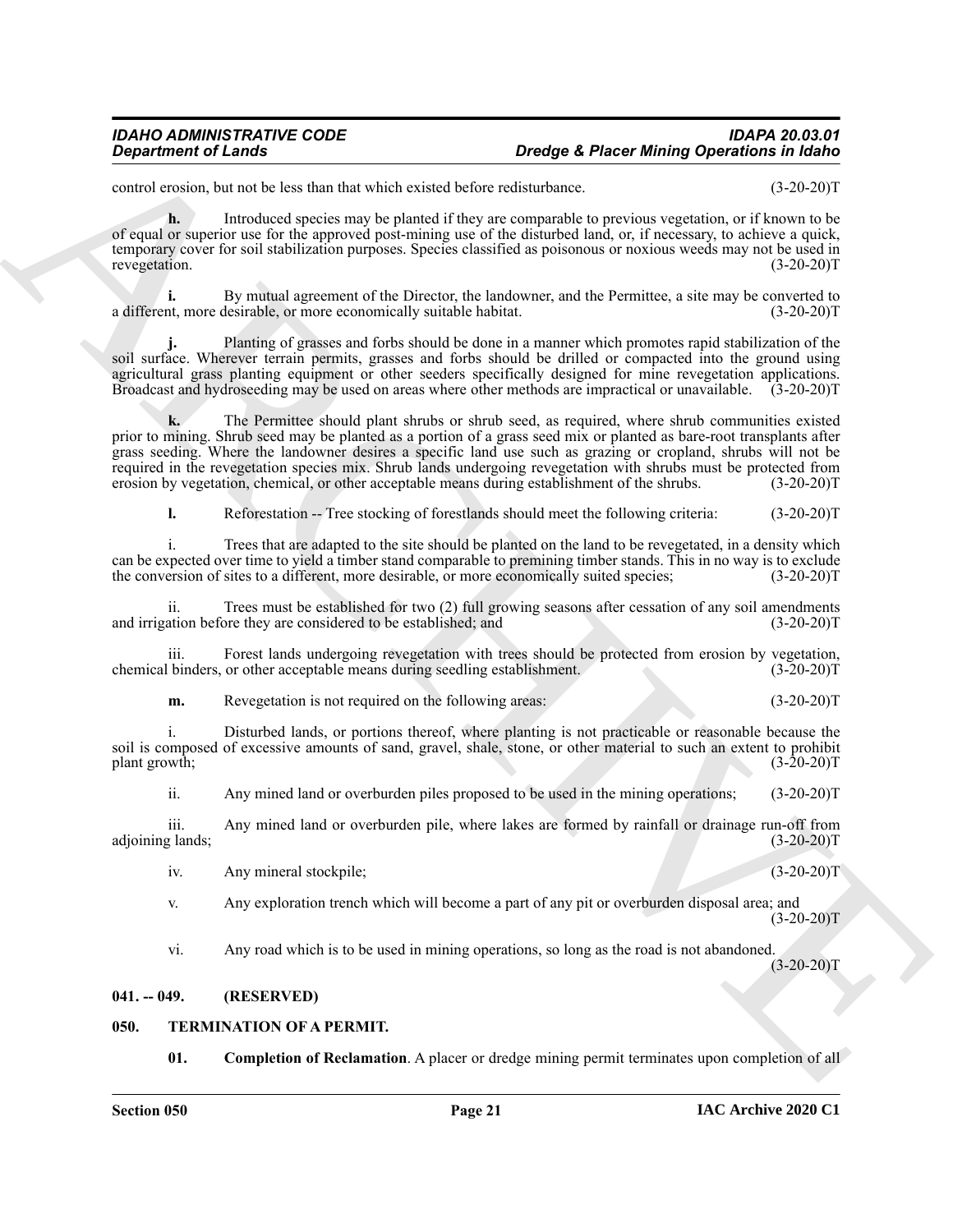control erosion, but not be less than that which existed before redisturbance. (3-20-20)T

**h.** Introduced species may be planted if they are comparable to previous vegetation, or if known to be of equal or superior use for the approved post-mining use of the disturbed land, or, if necessary, to achieve a quick, temporary cover for soil stabilization purposes. Species classified as poisonous or noxious weeds may not be used in revegetation. (3-20-20)T

**i.** By mutual agreement of the Director, the landowner, and the Permittee, a site may be converted to a different, more desirable, or more economically suitable habitat. (3-20-20)T

**j.** Planting of grasses and forbs should be done in a manner which promotes rapid stabilization of the soil surface. Wherever terrain permits, grasses and forbs should be drilled or compacted into the ground using agricultural grass planting equipment or other seeders specifically designed for mine revegetation applications. Broadcast and hydroseeding may be used on areas where other methods are impractical or unavailable. (3-20-20)T

**k.** The Permittee should plant shrubs or shrub seed, as required, where shrub communities existed prior to mining. Shrub seed may be planted as a portion of a grass seed mix or planted as bare-root transplants after grass seeding. Where the landowner desires a specific land use such as grazing or cropland, shrubs will not be required in the revegetation species mix. Shrub lands undergoing revegetation with shrubs must be protected from erosion by vegetation, chemical, or other acceptable means during establishment of the shrubs. (3-20-20)T

**l.** Reforestation -- Tree stocking of forestlands should meet the following criteria: (3-20-20)T

i. Trees that are adapted to the site should be planted on the land to be revegetated, in a density which can be expected over time to yield a timber stand comparable to premining timber stands. This in no way is to exclude the conversion of sites to a different, more desirable, or more economically suited species; (3-20-20)T

ii. Trees must be established for two (2) full growing seasons after cessation of any soil amendments and irrigation before they are considered to be established; and (3-20-20)T

iii. Forest lands undergoing revegetation with trees should be protected from erosion by vegetation, chemical binders, or other acceptable means during seedling establishment. (3-20-20)T

**m.** Revegetation is not required on the following areas: (3-20-20)T

i. Disturbed lands, or portions thereof, where planting is not practicable or reasonable because the soil is composed of excessive amounts of sand, gravel, shale, stone, or other material to such an extent to prohibit plant growth; (3-20-20)T

ii. Any mined land or overburden piles proposed to be used in the mining operations; (3-20-20)T

iii. Any mined land or overburden pile, where lakes are formed by rainfall or drainage run-off from adjoining lands; (3-20-20)T

iv. Any mineral stockpile; (3-20-20)T

v. Any exploration trench which will become a part of any pit or overburden disposal area; and (3-20-20)T

vi. Any road which is to be used in mining operations, so long as the road is not abandoned. (3-20-20)T

## 041. -- 049. (RESERVED)

## 050. TERMINATION OF A PERMIT.

**01. Completion of Reclamation**. A placer or dredge mining permit terminates upon completion of all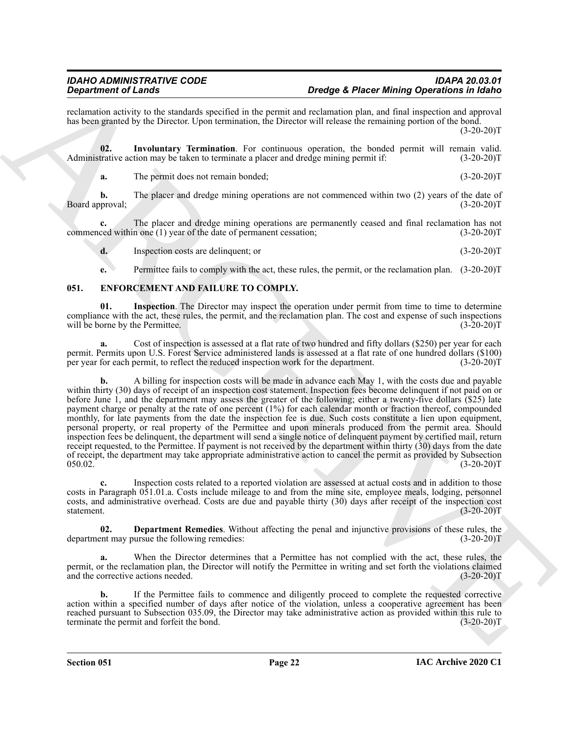reclamation activity to the standards specified in the permit and reclamation plan, and final inspection and approval has been granted by the Director. Upon termination, the Director will release the remaining portion of the bond. (3-20-20)T

**02. Involuntary Termination**. For continuous operation, the bonded permit will remain valid. Administrative action may be taken to terminate a placer and dredge mining permit if: (3-20-20)T

**a.** The permit does not remain bonded; (3-20-20)T

**b.** The placer and dredge mining operations are not commenced within two (2) years of the date of Board approval; (3-20-20)T

**c.** The placer and dredge mining operations are permanently ceased and final reclamation has not commenced within one (1) year of the date of permanent cessation; (3-20-20)T

**d.** Inspection costs are delinquent; or (3-20-20)T

**e.** Permittee fails to comply with the act, these rules, the permit, or the reclamation plan. (3-20-20)T

## 051. ENFORCEMENT AND FAILURE TO COMPLY.

**01. Inspection**. The Director may inspect the operation under permit from time to time to determine compliance with the act, these rules, the permit, and the reclamation plan. The cost and expense of such inspections will be borne by the Permittee. (3-20-20)T

**a.** Cost of inspection is assessed at a flat rate of two hundred and fifty dollars ($250) per year for each permit. Permits upon U.S. Forest Service administered lands is assessed at a flat rate of one hundred dollars ($100) per year for each permit, to reflect the reduced inspection work for the department. (3-20-20)T

**b.** A billing for inspection costs will be made in advance each May 1, with the costs due and payable within thirty (30) days of receipt of an inspection cost statement. Inspection fees become delinquent if not paid on or before June 1, and the department may assess the greater of the following; either a twenty-five dollars ($25) late payment charge or penalty at the rate of one percent (1%) for each calendar month or fraction thereof, compounded monthly, for late payments from the date the inspection fee is due. Such costs constitute a lien upon equipment, personal property, or real property of the Permittee and upon minerals produced from the permit area. Should inspection fees be delinquent, the department will send a single notice of delinquent payment by certified mail, return receipt requested, to the Permittee. If payment is not received by the department within thirty (30) days from the date of receipt, the department may take appropriate administrative action to cancel the permit as provided by Subsection 050.02. (3-20-20)T

**c.** Inspection costs related to a reported violation are assessed at actual costs and in addition to those costs in Paragraph 051.01.a. Costs include mileage to and from the mine site, employee meals, lodging, personnel costs, and administrative overhead. Costs are due and payable thirty (30) days after receipt of the inspection cost statement. (3-20-20)T

**02. Department Remedies**. Without affecting the penal and injunctive provisions of these rules, the department may pursue the following remedies: (3-20-20)T

**a.** When the Director determines that a Permittee has not complied with the act, these rules, the permit, or the reclamation plan, the Director will notify the Permittee in writing and set forth the violations claimed and the corrective actions needed. (3-20-20)T

**b.** If the Permittee fails to commence and diligently proceed to complete the requested corrective action within a specified number of days after notice of the violation, unless a cooperative agreement has been reached pursuant to Subsection 035.09, the Director may take administrative action as provided within this rule to terminate the permit and forfeit the bond. (3-20-20)T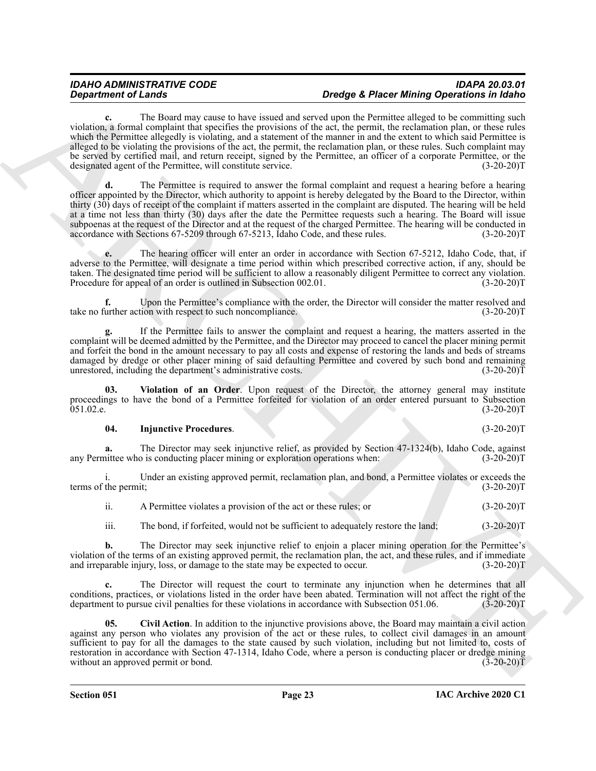**c.** The Board may cause to have issued and served upon the Permittee alleged to be committing such violation, a formal complaint that specifies the provisions of the act, the permit, the reclamation plan, or these rules which the Permittee allegedly is violating, and a statement of the manner in and the extent to which said Permittee is alleged to be violating the provisions of the act, the permit, the reclamation plan, or these rules. Such complaint may be served by certified mail, and return receipt, signed by the Permittee, an officer of a corporate Permittee, or the designated agent of the Permittee, will constitute service. (3-20-20)T

**d.** The Permittee is required to answer the formal complaint and request a hearing before a hearing officer appointed by the Director, which authority to appoint is hereby delegated by the Board to the Director, within thirty (30) days of receipt of the complaint if matters asserted in the complaint are disputed. The hearing will be held at a time not less than thirty (30) days after the date the Permittee requests such a hearing. The Board will issue subpoenas at the request of the Director and at the request of the charged Permittee. The hearing will be conducted in accordance with Sections 67-5209 through 67-5213, Idaho Code, and these rules. (3-20-20)T

**e.** The hearing officer will enter an order in accordance with Section 67-5212, Idaho Code, that, if adverse to the Permittee, will designate a time period within which prescribed corrective action, if any, should be taken. The designated time period will be sufficient to allow a reasonably diligent Permittee to correct any violation. Procedure for appeal of an order is outlined in Subsection 002.01. (3-20-20)T

**f.** Upon the Permittee's compliance with the order, the Director will consider the matter resolved and take no further action with respect to such noncompliance. (3-20-20)T

**g.** If the Permittee fails to answer the complaint and request a hearing, the matters asserted in the complaint will be deemed admitted by the Permittee, and the Director may proceed to cancel the placer mining permit and forfeit the bond in the amount necessary to pay all costs and expense of restoring the lands and beds of streams damaged by dredge or other placer mining of said defaulting Permittee and covered by such bond and remaining unrestored, including the department's administrative costs. (3-20-20)T

**03. Violation of an Order**. Upon request of the Director, the attorney general may institute proceedings to have the bond of a Permittee forfeited for violation of an order entered pursuant to Subsection 051.02.e. (3-20-20)T

**04. Injunctive Procedures**. (3-20-20)T

**a.** The Director may seek injunctive relief, as provided by Section 47-1324(b), Idaho Code, against any Permittee who is conducting placer mining or exploration operations when: (3-20-20)T

i. Under an existing approved permit, reclamation plan, and bond, a Permittee violates or exceeds the terms of the permit; (3-20-20)T

ii. A Permittee violates a provision of the act or these rules; or (3-20-20)T

iii. The bond, if forfeited, would not be sufficient to adequately restore the land; (3-20-20)T

**b.** The Director may seek injunctive relief to enjoin a placer mining operation for the Permittee's violation of the terms of an existing approved permit, the reclamation plan, the act, and these rules, and if immediate and irreparable injury, loss, or damage to the state may be expected to occur. (3-20-20)T

**c.** The Director will request the court to terminate any injunction when he determines that all conditions, practices, or violations listed in the order have been abated. Termination will not affect the right of the department to pursue civil penalties for these violations in accordance with Subsection 051.06. (3-20-20)T

**05. Civil Action**. In addition to the injunctive provisions above, the Board may maintain a civil action against any person who violates any provision of the act or these rules, to collect civil damages in an amount sufficient to pay for all the damages to the state caused by such violation, including but not limited to, costs of restoration in accordance with Section 47-1314, Idaho Code, where a person is conducting placer or dredge mining without an approved permit or bond. (3-20-20)T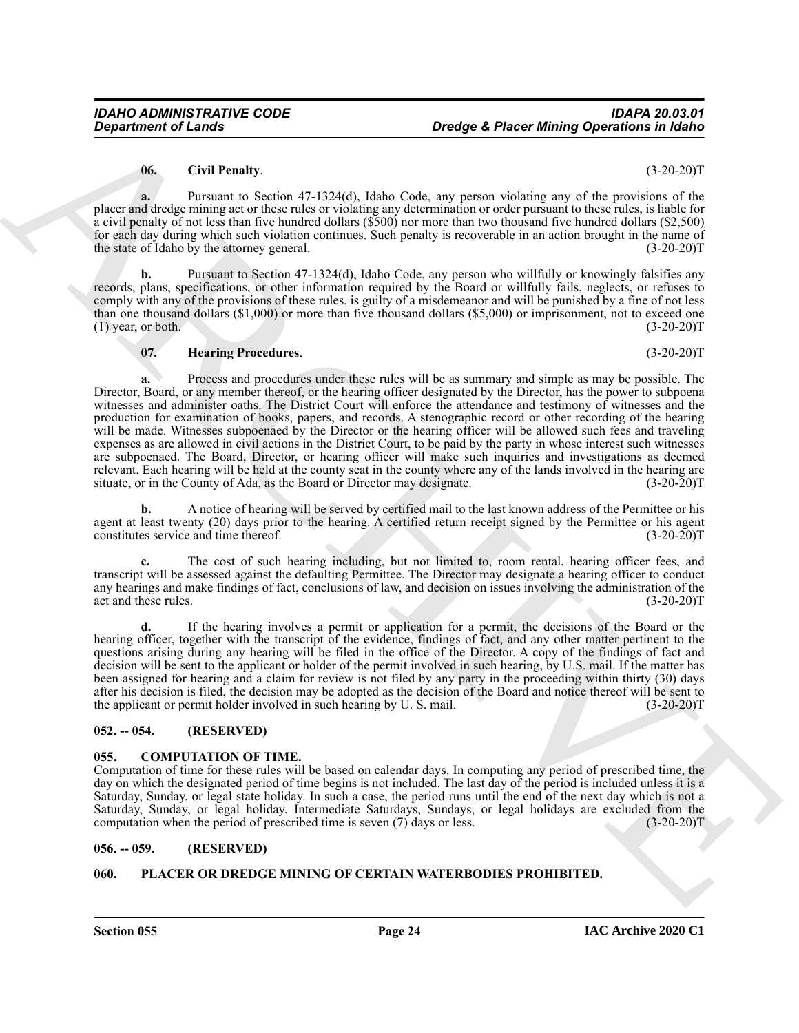**06. Civil Penalty**. (3-20-20)T

**a.** Pursuant to Section 47-1324(d), Idaho Code, any person violating any of the provisions of the placer and dredge mining act or these rules or violating any determination or order pursuant to these rules, is liable for a civil penalty of not less than five hundred dollars ($500) nor more than two thousand five hundred dollars ($2,500) for each day during which such violation continues. Such penalty is recoverable in an action brought in the name of the state of Idaho by the attorney general. (3-20-20)T

**b.** Pursuant to Section 47-1324(d), Idaho Code, any person who willfully or knowingly falsifies any records, plans, specifications, or other information required by the Board or willfully fails, neglects, or refuses to comply with any of the provisions of these rules, is guilty of a misdemeanor and will be punished by a fine of not less than one thousand dollars ($1,000) or more than five thousand dollars ($5,000) or imprisonment, not to exceed one (1) year, or both. (3-20-20)T

**07. Hearing Procedures**. (3-20-20)T

**a.** Process and procedures under these rules will be as summary and simple as may be possible. The Director, Board, or any member thereof, or the hearing officer designated by the Director, has the power to subpoena witnesses and administer oaths. The District Court will enforce the attendance and testimony of witnesses and the production for examination of books, papers, and records. A stenographic record or other recording of the hearing will be made. Witnesses subpoenaed by the Director or the hearing officer will be allowed such fees and traveling expenses as are allowed in civil actions in the District Court, to be paid by the party in whose interest such witnesses are subpoenaed. The Board, Director, or hearing officer will make such inquiries and investigations as deemed relevant. Each hearing will be held at the county seat in the county where any of the lands involved in the hearing are situate, or in the County of Ada, as the Board or Director may designate. (3-20-20)T

**b.** A notice of hearing will be served by certified mail to the last known address of the Permittee or his agent at least twenty (20) days prior to the hearing. A certified return receipt signed by the Permittee or his agent constitutes service and time thereof. (3-20-20)T

**c.** The cost of such hearing including, but not limited to, room rental, hearing officer fees, and transcript will be assessed against the defaulting Permittee. The Director may designate a hearing officer to conduct any hearings and make findings of fact, conclusions of law, and decision on issues involving the administration of the act and these rules. (3-20-20)T

**d.** If the hearing involves a permit or application for a permit, the decisions of the Board or the hearing officer, together with the transcript of the evidence, findings of fact, and any other matter pertinent to the questions arising during any hearing will be filed in the office of the Director. A copy of the findings of fact and decision will be sent to the applicant or holder of the permit involved in such hearing, by U.S. mail. If the matter has been assigned for hearing and a claim for review is not filed by any party in the proceeding within thirty (30) days after his decision is filed, the decision may be adopted as the decision of the Board and notice thereof will be sent to the applicant or permit holder involved in such hearing by U. S. mail. (3-20-20)T

## 052. -- 054. (RESERVED)

## 055. COMPUTATION OF TIME.

Computation of time for these rules will be based on calendar days. In computing any period of prescribed time, the day on which the designated period of time begins is not included. The last day of the period is included unless it is a Saturday, Sunday, or legal state holiday. In such a case, the period runs until the end of the next day which is not a Saturday, Sunday, or legal holiday. Intermediate Saturdays, Sundays, or legal holidays are excluded from the computation when the period of prescribed time is seven (7) days or less. (3-20-20)T

## 056. -- 059. (RESERVED)

## 060. PLACER OR DREDGE MINING OF CERTAIN WATERBODIES PROHIBITED.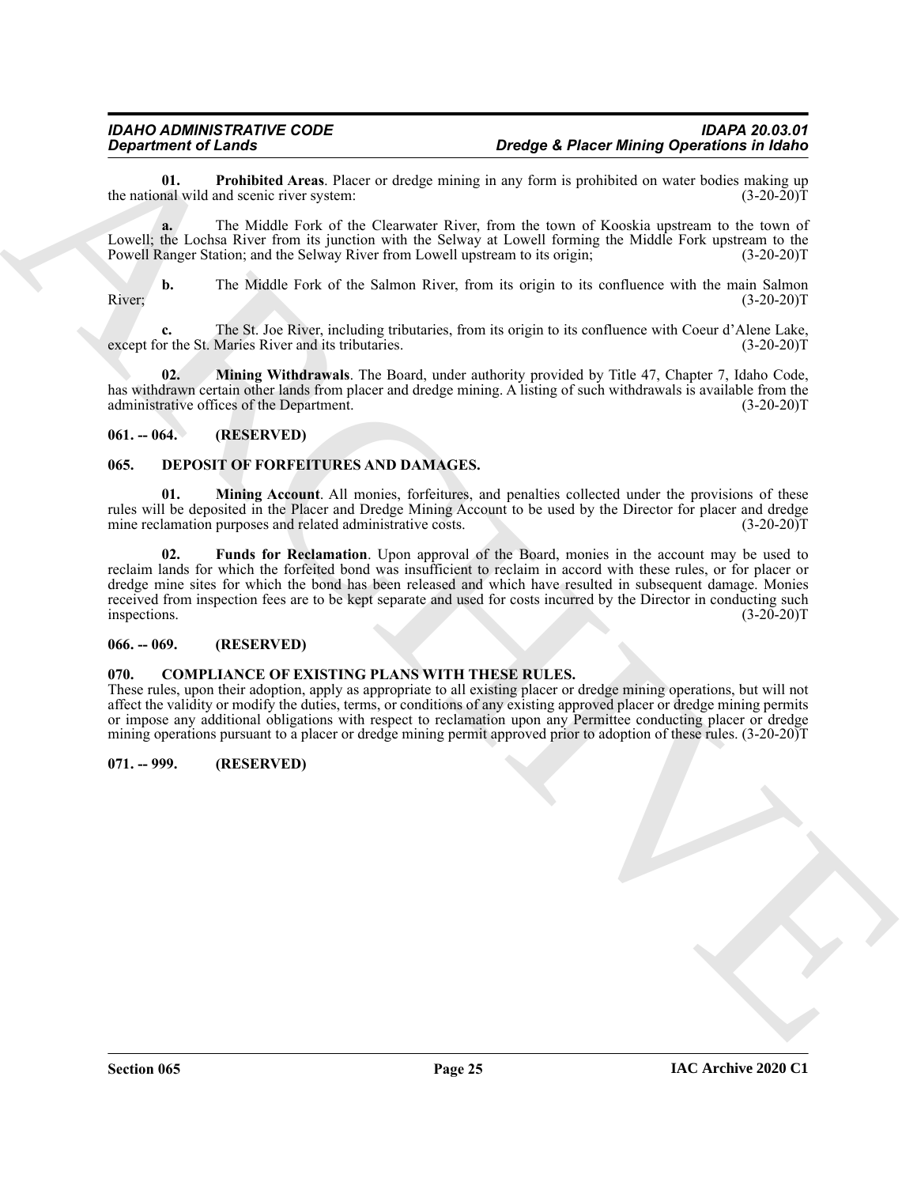**01. Prohibited Areas**. Placer or dredge mining in any form is prohibited on water bodies making up the national wild and scenic river system: (3-20-20)T

**a.** The Middle Fork of the Clearwater River, from the town of Kooskia upstream to the town of Lowell; the Lochsa River from its junction with the Selway at Lowell forming the Middle Fork upstream to the Powell Ranger Station; and the Selway River from Lowell upstream to its origin; (3-20-20)T

**b.** The Middle Fork of the Salmon River, from its origin to its confluence with the main Salmon River; (3-20-20)T

**c.** The St. Joe River, including tributaries, from its origin to its confluence with Coeur d'Alene Lake, except for the St. Maries River and its tributaries. (3-20-20)T

**02. Mining Withdrawals**. The Board, under authority provided by Title 47, Chapter 7, Idaho Code, has withdrawn certain other lands from placer and dredge mining. A listing of such withdrawals is available from the administrative offices of the Department. (3-20-20)T

## 061. -- 064. (RESERVED)

## 065. DEPOSIT OF FORFEITURES AND DAMAGES.

**01. Mining Account**. All monies, forfeitures, and penalties collected under the provisions of these rules will be deposited in the Placer and Dredge Mining Account to be used by the Director for placer and dredge mine reclamation purposes and related administrative costs. (3-20-20)T

**02. Funds for Reclamation**. Upon approval of the Board, monies in the account may be used to reclaim lands for which the forfeited bond was insufficient to reclaim in accord with these rules, or for placer or dredge mine sites for which the bond has been released and which have resulted in subsequent damage. Monies received from inspection fees are to be kept separate and used for costs incurred by the Director in conducting such inspections. (3-20-20)T

## 066. -- 069. (RESERVED)

## 070. COMPLIANCE OF EXISTING PLANS WITH THESE RULES.

These rules, upon their adoption, apply as appropriate to all existing placer or dredge mining operations, but will not affect the validity or modify the duties, terms, or conditions of any existing approved placer or dredge mining permits or impose any additional obligations with respect to reclamation upon any Permittee conducting placer or dredge mining operations pursuant to a placer or dredge mining permit approved prior to adoption of these rules. (3-20-20)T

## 071. -- 999. (RESERVED)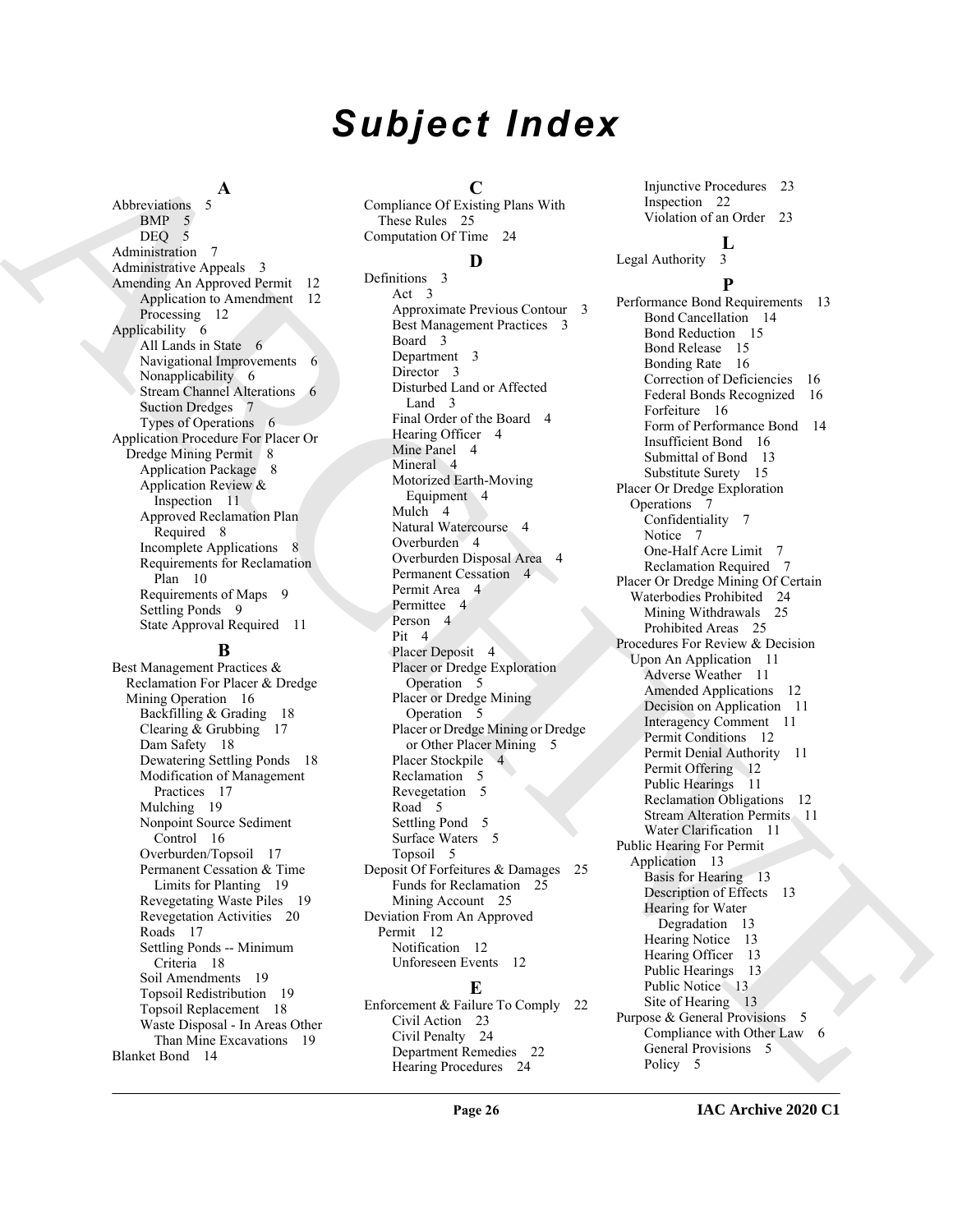# Subject Index

**A**

Abbreviations 5
- BMP 5
- DEQ 5

Administration 7
Administrative Appeals 3
Amending An Approved Permit 12
- Application to Amendment 12
- Processing 12

Applicability 6
- All Lands in State 6
- Navigational Improvements 6
- Nonapplicability 6
- Stream Channel Alterations 6
- Suction Dredges 7
- Types of Operations 6

Application Procedure For Placer Or Dredge Mining Permit 8
- Application Package 8
- Application Review & Inspection 11
- Approved Reclamation Plan Required 8
- Incomplete Applications 8
- Requirements for Reclamation Plan 10
- Requirements of Maps 9
- Settling Ponds 9
- State Approval Required 11

**B**

Best Management Practices & Reclamation For Placer & Dredge Mining Operation 16
- Backfilling & Grading 18
- Clearing & Grubbing 17
- Dam Safety 18
- Dewatering Settling Ponds 18
- Modification of Management Practices 17
- Mulching 19
- Nonpoint Source Sediment Control 16
- Overburden/Topsoil 17
- Permanent Cessation & Time Limits for Planting 19
- Revegetating Waste Piles 19
- Revegetation Activities 20
- Roads 17
- Settling Ponds -- Minimum Criteria 18
- Soil Amendments 19
- Topsoil Redistribution 19
- Topsoil Replacement 18
- Waste Disposal - In Areas Other Than Mine Excavations 19

Blanket Bond 14

**C**

Compliance Of Existing Plans With These Rules 25
Computation Of Time 24

**D**

Definitions 3
- Act 3
- Approximate Previous Contour 3
- Best Management Practices 3
- Board 3
- Department 3
- Director 3
- Disturbed Land or Affected Land 3
- Final Order of the Board 4
- Hearing Officer 4
- Mine Panel 4
- Mineral 4
- Motorized Earth-Moving Equipment 4
- Mulch 4
- Natural Watercourse 4
- Overburden 4
- Overburden Disposal Area 4
- Permanent Cessation 4
- Permit Area 4
- Permittee 4
- Person 4
- Pit 4
- Placer Deposit 4
- Placer or Dredge Exploration Operation 5
- Placer or Dredge Mining Operation 5
- Placer or Dredge Mining or Dredge or Other Placer Mining 5
- Placer Stockpile 4
- Reclamation 5
- Revegetation 5
- Road 5
- Settling Pond 5
- Surface Waters 5
- Topsoil 5

Deposit Of Forfeitures & Damages 25
- Funds for Reclamation 25
- Mining Account 25

Deviation From An Approved Permit 12
- Notification 12
- Unforeseen Events 12

**E**

Enforcement & Failure To Comply 22
- Civil Action 23
- Civil Penalty 24
- Department Remedies 22
- Hearing Procedures 24
- Injunctive Procedures 23
- Inspection 22
- Violation of an Order 23

**L**

Legal Authority 3

**P**

Performance Bond Requirements 13
- Bond Cancellation 14
- Bond Reduction 15
- Bond Release 15
- Bonding Rate 16
- Correction of Deficiencies 16
- Federal Bonds Recognized 16
- Forfeiture 16
- Form of Performance Bond 14
- Insufficient Bond 16
- Submittal of Bond 13
- Substitute Surety 15

Placer Or Dredge Exploration Operations 7
- Confidentiality 7
- Notice 7
- One-Half Acre Limit 7
- Reclamation Required 7

Placer Or Dredge Mining Of Certain Waterbodies Prohibited 24
- Mining Withdrawals 25
- Prohibited Areas 25

Procedures For Review & Decision Upon An Application 11
- Adverse Weather 11
- Amended Applications 12
- Decision on Application 11
- Interagency Comment 11
- Permit Conditions 12
- Permit Denial Authority 11
- Permit Offering 12
- Public Hearings 11
- Reclamation Obligations 12
- Stream Alteration Permits 11
- Water Clarification 11

Public Hearing For Permit Application 13
- Basis for Hearing 13
- Description of Effects 13
- Hearing for Water Degradation 13
- Hearing Notice 13
- Hearing Officer 13
- Public Hearings 13
- Public Notice 13
- Site of Hearing 13

Purpose & General Provisions 5
- Compliance with Other Law 6
- General Provisions 5
- Policy 5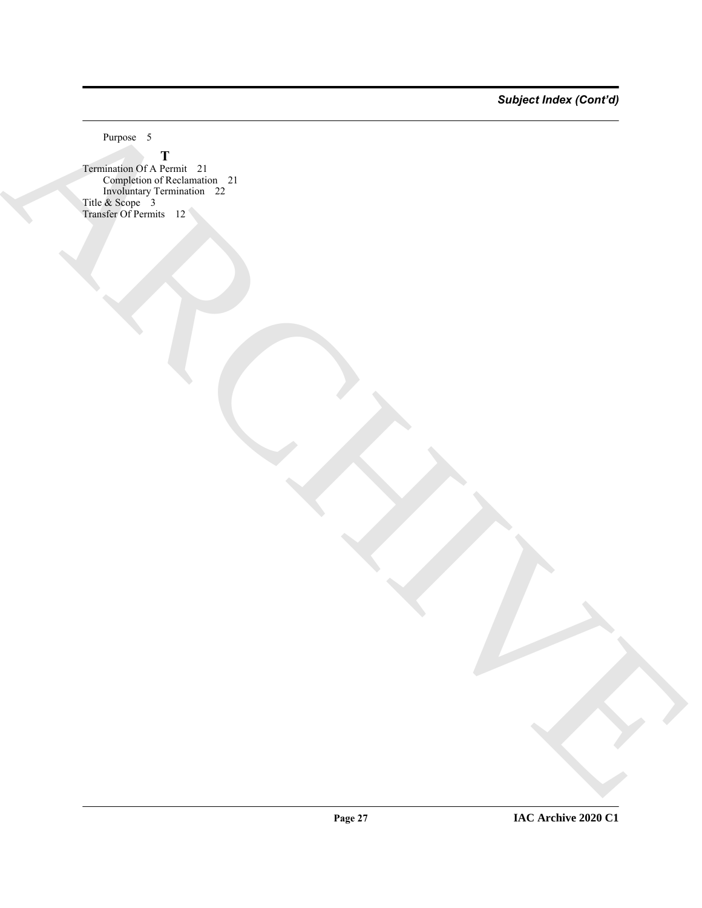Purpose 5

**T**

Termination Of A Permit 21
- Completion of Reclamation 21
- Involuntary Termination 22

Title & Scope 3

Transfer Of Permits 12